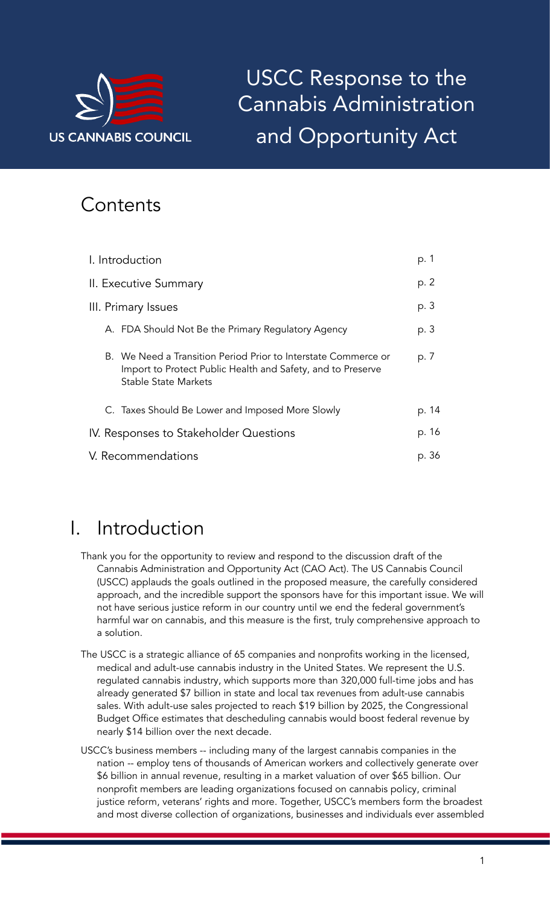US CANNABIS COUNCIL

# USCC Response to the Cannabis Administration and Opportunity Act

## Contents

| | |
|---|---|
| I. Introduction | p. 1 |
| II. Executive Summary | p. 2 |
| III. Primary Issues | p. 3 |
| A. FDA Should Not Be the Primary Regulatory Agency | p. 3 |
| B. We Need a Transition Period Prior to Interstate Commerce or Import to Protect Public Health and Safety, and to Preserve Stable State Markets | p. 7 |
| C. Taxes Should Be Lower and Imposed More Slowly | p. 14 |
| IV. Responses to Stakeholder Questions | p. 16 |
| V. Recommendations | p. 36 |

## I. Introduction

Thank you for the opportunity to review and respond to the discussion draft of the Cannabis Administration and Opportunity Act (CAO Act). The US Cannabis Council (USCC) applauds the goals outlined in the proposed measure, the carefully considered approach, and the incredible support the sponsors have for this important issue. We will not have serious justice reform in our country until we end the federal government's harmful war on cannabis, and this measure is the first, truly comprehensive approach to a solution.

The USCC is a strategic alliance of 65 companies and nonprofits working in the licensed, medical and adult-use cannabis industry in the United States. We represent the U.S. regulated cannabis industry, which supports more than 320,000 full-time jobs and has already generated $7 billion in state and local tax revenues from adult-use cannabis sales. With adult-use sales projected to reach $19 billion by 2025, the Congressional Budget Office estimates that descheduling cannabis would boost federal revenue by nearly $14 billion over the next decade.

USCC's business members -- including many of the largest cannabis companies in the nation -- employ tens of thousands of American workers and collectively generate over $6 billion in annual revenue, resulting in a market valuation of over $65 billion. Our nonprofit members are leading organizations focused on cannabis policy, criminal justice reform, veterans' rights and more. Together, USCC's members form the broadest and most diverse collection of organizations, businesses and individuals ever assembled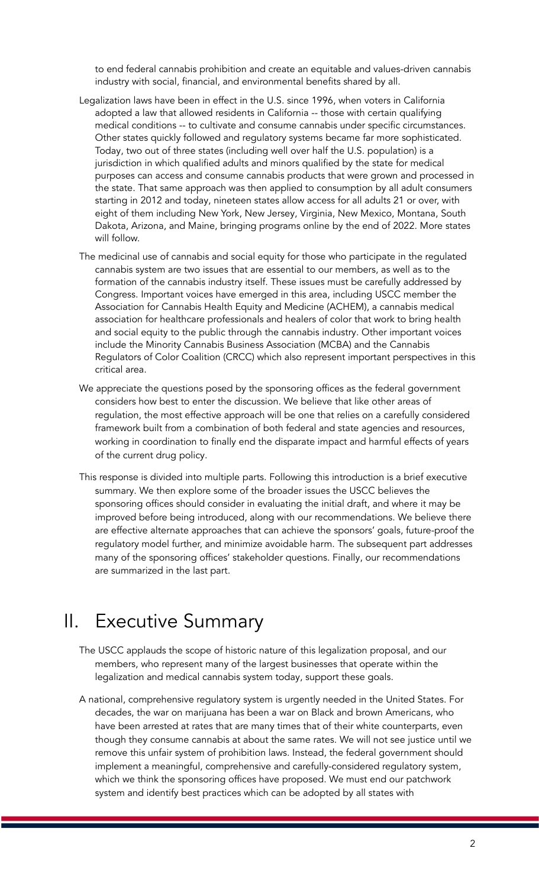to end federal cannabis prohibition and create an equitable and values-driven cannabis industry with social, financial, and environmental benefits shared by all.

Legalization laws have been in effect in the U.S. since 1996, when voters in California adopted a law that allowed residents in California -- those with certain qualifying medical conditions -- to cultivate and consume cannabis under specific circumstances. Other states quickly followed and regulatory systems became far more sophisticated. Today, two out of three states (including well over half the U.S. population) is a jurisdiction in which qualified adults and minors qualified by the state for medical purposes can access and consume cannabis products that were grown and processed in the state. That same approach was then applied to consumption by all adult consumers starting in 2012 and today, nineteen states allow access for all adults 21 or over, with eight of them including New York, New Jersey, Virginia, New Mexico, Montana, South Dakota, Arizona, and Maine, bringing programs online by the end of 2022. More states will follow.

The medicinal use of cannabis and social equity for those who participate in the regulated cannabis system are two issues that are essential to our members, as well as to the formation of the cannabis industry itself. These issues must be carefully addressed by Congress. Important voices have emerged in this area, including USCC member the Association for Cannabis Health Equity and Medicine (ACHEM), a cannabis medical association for healthcare professionals and healers of color that work to bring health and social equity to the public through the cannabis industry. Other important voices include the Minority Cannabis Business Association (MCBA) and the Cannabis Regulators of Color Coalition (CRCC) which also represent important perspectives in this critical area.

We appreciate the questions posed by the sponsoring offices as the federal government considers how best to enter the discussion. We believe that like other areas of regulation, the most effective approach will be one that relies on a carefully considered framework built from a combination of both federal and state agencies and resources, working in coordination to finally end the disparate impact and harmful effects of years of the current drug policy.

This response is divided into multiple parts. Following this introduction is a brief executive summary. We then explore some of the broader issues the USCC believes the sponsoring offices should consider in evaluating the initial draft, and where it may be improved before being introduced, along with our recommendations. We believe there are effective alternate approaches that can achieve the sponsors' goals, future-proof the regulatory model further, and minimize avoidable harm. The subsequent part addresses many of the sponsoring offices' stakeholder questions. Finally, our recommendations are summarized in the last part.

# II. Executive Summary

The USCC applauds the scope of historic nature of this legalization proposal, and our members, who represent many of the largest businesses that operate within the legalization and medical cannabis system today, support these goals.

A national, comprehensive regulatory system is urgently needed in the United States. For decades, the war on marijuana has been a war on Black and brown Americans, who have been arrested at rates that are many times that of their white counterparts, even though they consume cannabis at about the same rates. We will not see justice until we remove this unfair system of prohibition laws. Instead, the federal government should implement a meaningful, comprehensive and carefully-considered regulatory system, which we think the sponsoring offices have proposed. We must end our patchwork system and identify best practices which can be adopted by all states with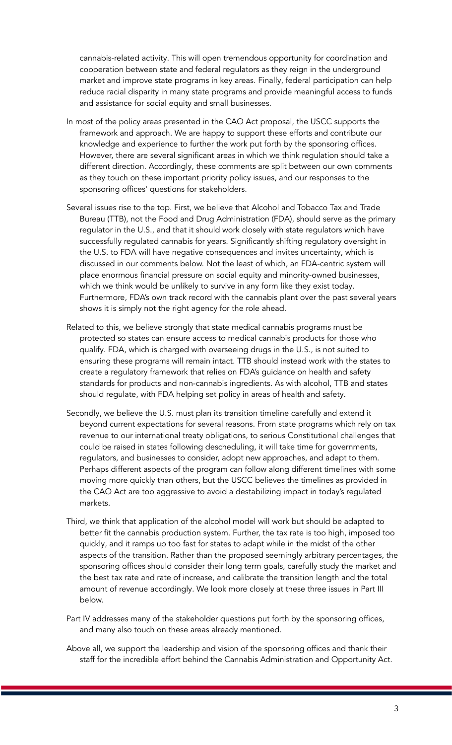cannabis-related activity. This will open tremendous opportunity for coordination and cooperation between state and federal regulators as they reign in the underground market and improve state programs in key areas. Finally, federal participation can help reduce racial disparity in many state programs and provide meaningful access to funds and assistance for social equity and small businesses.

In most of the policy areas presented in the CAO Act proposal, the USCC supports the framework and approach. We are happy to support these efforts and contribute our knowledge and experience to further the work put forth by the sponsoring offices. However, there are several significant areas in which we think regulation should take a different direction. Accordingly, these comments are split between our own comments as they touch on these important priority policy issues, and our responses to the sponsoring offices' questions for stakeholders.

Several issues rise to the top. First, we believe that Alcohol and Tobacco Tax and Trade Bureau (TTB), not the Food and Drug Administration (FDA), should serve as the primary regulator in the U.S., and that it should work closely with state regulators which have successfully regulated cannabis for years. Significantly shifting regulatory oversight in the U.S. to FDA will have negative consequences and invites uncertainty, which is discussed in our comments below. Not the least of which, an FDA-centric system will place enormous financial pressure on social equity and minority-owned businesses, which we think would be unlikely to survive in any form like they exist today. Furthermore, FDA's own track record with the cannabis plant over the past several years shows it is simply not the right agency for the role ahead.

Related to this, we believe strongly that state medical cannabis programs must be protected so states can ensure access to medical cannabis products for those who qualify. FDA, which is charged with overseeing drugs in the U.S., is not suited to ensuring these programs will remain intact. TTB should instead work with the states to create a regulatory framework that relies on FDA's guidance on health and safety standards for products and non-cannabis ingredients. As with alcohol, TTB and states should regulate, with FDA helping set policy in areas of health and safety.

Secondly, we believe the U.S. must plan its transition timeline carefully and extend it beyond current expectations for several reasons. From state programs which rely on tax revenue to our international treaty obligations, to serious Constitutional challenges that could be raised in states following descheduling, it will take time for governments, regulators, and businesses to consider, adopt new approaches, and adapt to them. Perhaps different aspects of the program can follow along different timelines with some moving more quickly than others, but the USCC believes the timelines as provided in the CAO Act are too aggressive to avoid a destabilizing impact in today's regulated markets.

Third, we think that application of the alcohol model will work but should be adapted to better fit the cannabis production system. Further, the tax rate is too high, imposed too quickly, and it ramps up too fast for states to adapt while in the midst of the other aspects of the transition. Rather than the proposed seemingly arbitrary percentages, the sponsoring offices should consider their long term goals, carefully study the market and the best tax rate and rate of increase, and calibrate the transition length and the total amount of revenue accordingly. We look more closely at these three issues in Part III below.

Part IV addresses many of the stakeholder questions put forth by the sponsoring offices, and many also touch on these areas already mentioned.

Above all, we support the leadership and vision of the sponsoring offices and thank their staff for the incredible effort behind the Cannabis Administration and Opportunity Act.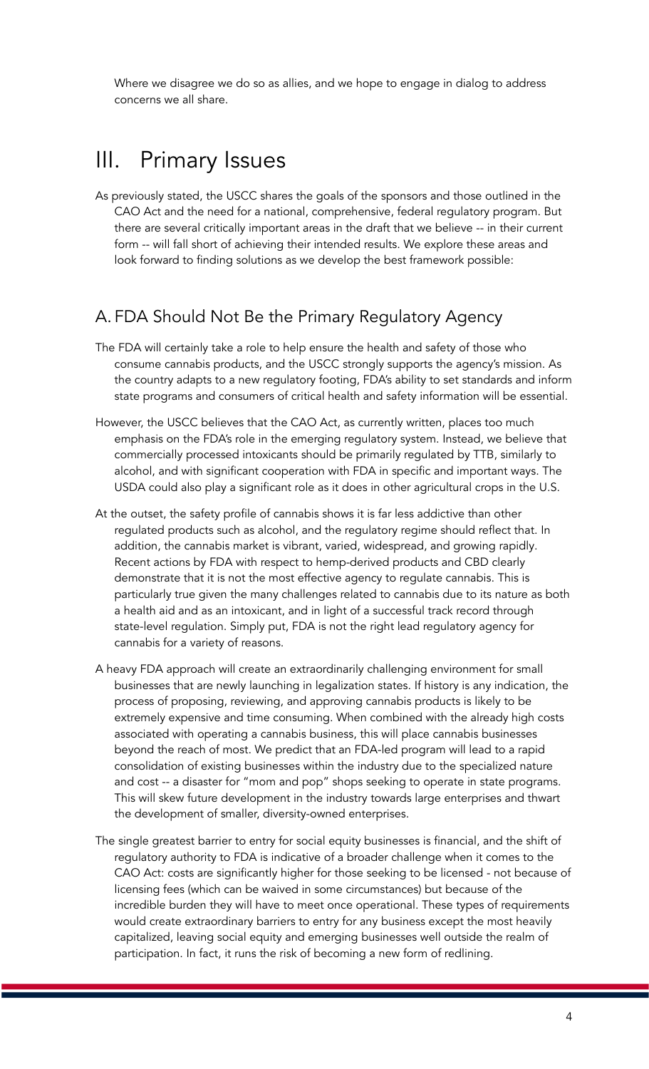Where we disagree we do so as allies, and we hope to engage in dialog to address concerns we all share.

# III. Primary Issues

As previously stated, the USCC shares the goals of the sponsors and those outlined in the CAO Act and the need for a national, comprehensive, federal regulatory program. But there are several critically important areas in the draft that we believe -- in their current form -- will fall short of achieving their intended results. We explore these areas and look forward to finding solutions as we develop the best framework possible:

## A. FDA Should Not Be the Primary Regulatory Agency

The FDA will certainly take a role to help ensure the health and safety of those who consume cannabis products, and the USCC strongly supports the agency's mission. As the country adapts to a new regulatory footing, FDA's ability to set standards and inform state programs and consumers of critical health and safety information will be essential.

However, the USCC believes that the CAO Act, as currently written, places too much emphasis on the FDA's role in the emerging regulatory system. Instead, we believe that commercially processed intoxicants should be primarily regulated by TTB, similarly to alcohol, and with significant cooperation with FDA in specific and important ways. The USDA could also play a significant role as it does in other agricultural crops in the U.S.

At the outset, the safety profile of cannabis shows it is far less addictive than other regulated products such as alcohol, and the regulatory regime should reflect that. In addition, the cannabis market is vibrant, varied, widespread, and growing rapidly. Recent actions by FDA with respect to hemp-derived products and CBD clearly demonstrate that it is not the most effective agency to regulate cannabis. This is particularly true given the many challenges related to cannabis due to its nature as both a health aid and as an intoxicant, and in light of a successful track record through state-level regulation. Simply put, FDA is not the right lead regulatory agency for cannabis for a variety of reasons.

A heavy FDA approach will create an extraordinarily challenging environment for small businesses that are newly launching in legalization states. If history is any indication, the process of proposing, reviewing, and approving cannabis products is likely to be extremely expensive and time consuming. When combined with the already high costs associated with operating a cannabis business, this will place cannabis businesses beyond the reach of most. We predict that an FDA-led program will lead to a rapid consolidation of existing businesses within the industry due to the specialized nature and cost -- a disaster for "mom and pop" shops seeking to operate in state programs. This will skew future development in the industry towards large enterprises and thwart the development of smaller, diversity-owned enterprises.

The single greatest barrier to entry for social equity businesses is financial, and the shift of regulatory authority to FDA is indicative of a broader challenge when it comes to the CAO Act: costs are significantly higher for those seeking to be licensed - not because of licensing fees (which can be waived in some circumstances) but because of the incredible burden they will have to meet once operational. These types of requirements would create extraordinary barriers to entry for any business except the most heavily capitalized, leaving social equity and emerging businesses well outside the realm of participation. In fact, it runs the risk of becoming a new form of redlining.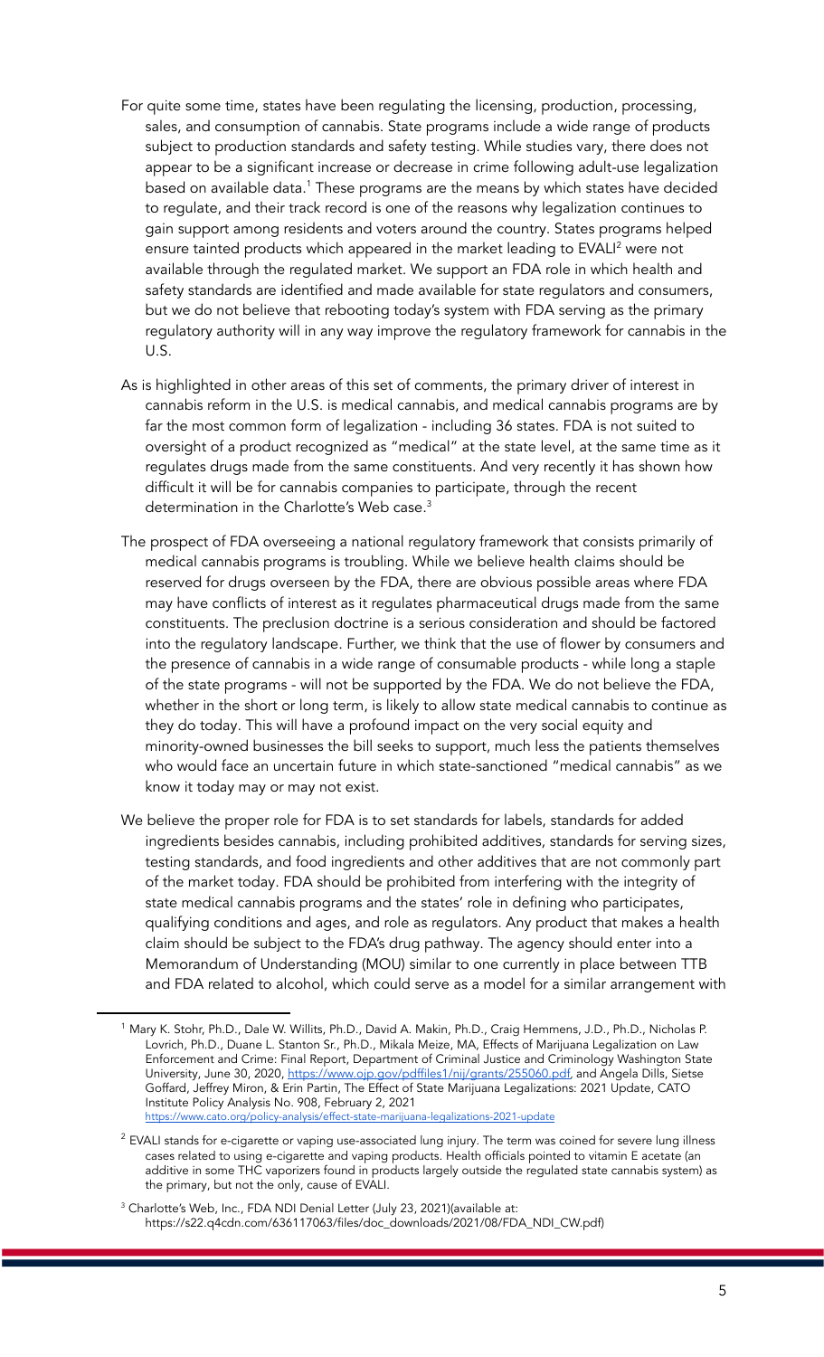- For quite some time, states have been regulating the licensing, production, processing, sales, and consumption of cannabis. State programs include a wide range of products subject to production standards and safety testing. While studies vary, there does not appear to be a significant increase or decrease in crime following adult-use legalization based on available data.[1] These programs are the means by which states have decided to regulate, and their track record is one of the reasons why legalization continues to gain support among residents and voters around the country. States programs helped ensure tainted products which appeared in the market leading to EVALI[2] were not available through the regulated market. We support an FDA role in which health and safety standards are identified and made available for state regulators and consumers, but we do not believe that rebooting today's system with FDA serving as the primary regulatory authority will in any way improve the regulatory framework for cannabis in the U.S.

- As is highlighted in other areas of this set of comments, the primary driver of interest in cannabis reform in the U.S. is medical cannabis, and medical cannabis programs are by far the most common form of legalization - including 36 states. FDA is not suited to oversight of a product recognized as "medical" at the state level, at the same time as it regulates drugs made from the same constituents. And very recently it has shown how difficult it will be for cannabis companies to participate, through the recent determination in the Charlotte's Web case.[3]

- The prospect of FDA overseeing a national regulatory framework that consists primarily of medical cannabis programs is troubling. While we believe health claims should be reserved for drugs overseen by the FDA, there are obvious possible areas where FDA may have conflicts of interest as it regulates pharmaceutical drugs made from the same constituents. The preclusion doctrine is a serious consideration and should be factored into the regulatory landscape. Further, we think that the use of flower by consumers and the presence of cannabis in a wide range of consumable products - while long a staple of the state programs - will not be supported by the FDA. We do not believe the FDA, whether in the short or long term, is likely to allow state medical cannabis to continue as they do today. This will have a profound impact on the very social equity and minority-owned businesses the bill seeks to support, much less the patients themselves who would face an uncertain future in which state-sanctioned "medical cannabis" as we know it today may or may not exist.

- We believe the proper role for FDA is to set standards for labels, standards for added ingredients besides cannabis, including prohibited additives, standards for serving sizes, testing standards, and food ingredients and other additives that are not commonly part of the market today. FDA should be prohibited from interfering with the integrity of state medical cannabis programs and the states' role in defining who participates, qualifying conditions and ages, and role as regulators. Any product that makes a health claim should be subject to the FDA's drug pathway. The agency should enter into a Memorandum of Understanding (MOU) similar to one currently in place between TTB and FDA related to alcohol, which could serve as a model for a similar arrangement with

---

[1] Mary K. Stohr, Ph.D., Dale W. Willits, Ph.D., David A. Makin, Ph.D., Craig Hemmens, J.D., Ph.D., Nicholas P. Lovrich, Ph.D., Duane L. Stanton Sr., Ph.D., Mikala Meize, MA, Effects of Marijuana Legalization on Law Enforcement and Crime: Final Report, Department of Criminal Justice and Criminology Washington State University, June 30, 2020, https://www.ojp.gov/pdffiles1/nij/grants/255060.pdf, and Angela Dills, Sietse Goffard, Jeffrey Miron, & Erin Partin, The Effect of State Marijuana Legalizations: 2021 Update, CATO Institute Policy Analysis No. 908, February 2, 2021 https://www.cato.org/policy-analysis/effect-state-marijuana-legalizations-2021-update

[2] EVALI stands for e-cigarette or vaping use-associated lung injury. The term was coined for severe lung illness cases related to using e-cigarette and vaping products. Health officials pointed to vitamin E acetate (an additive in some THC vaporizers found in products largely outside the regulated state cannabis system) as the primary, but not the only, cause of EVALI.

[3] Charlotte's Web, Inc., FDA NDI Denial Letter (July 23, 2021)(available at: https://s22.q4cdn.com/636117063/files/doc_downloads/2021/08/FDA_NDI_CW.pdf)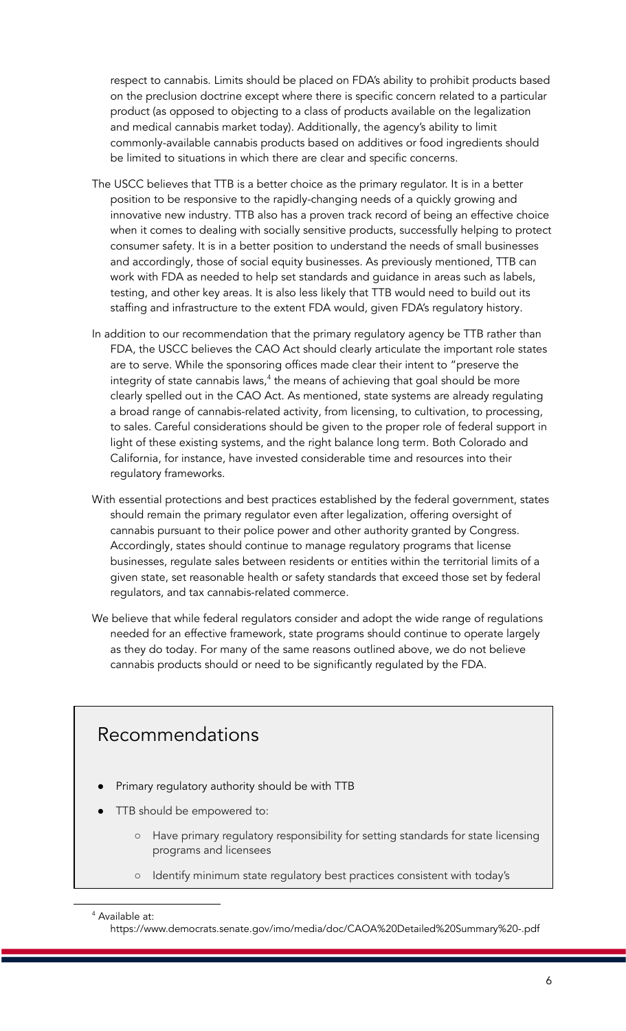respect to cannabis. Limits should be placed on FDA's ability to prohibit products based on the preclusion doctrine except where there is specific concern related to a particular product (as opposed to objecting to a class of products available on the legalization and medical cannabis market today). Additionally, the agency's ability to limit commonly-available cannabis products based on additives or food ingredients should be limited to situations in which there are clear and specific concerns.

The USCC believes that TTB is a better choice as the primary regulator. It is in a better position to be responsive to the rapidly-changing needs of a quickly growing and innovative new industry. TTB also has a proven track record of being an effective choice when it comes to dealing with socially sensitive products, successfully helping to protect consumer safety. It is in a better position to understand the needs of small businesses and accordingly, those of social equity businesses. As previously mentioned, TTB can work with FDA as needed to help set standards and guidance in areas such as labels, testing, and other key areas. It is also less likely that TTB would need to build out its staffing and infrastructure to the extent FDA would, given FDA's regulatory history.

In addition to our recommendation that the primary regulatory agency be TTB rather than FDA, the USCC believes the CAO Act should clearly articulate the important role states are to serve. While the sponsoring offices made clear their intent to "preserve the integrity of state cannabis laws,[4] the means of achieving that goal should be more clearly spelled out in the CAO Act. As mentioned, state systems are already regulating a broad range of cannabis-related activity, from licensing, to cultivation, to processing, to sales. Careful considerations should be given to the proper role of federal support in light of these existing systems, and the right balance long term. Both Colorado and California, for instance, have invested considerable time and resources into their regulatory frameworks.

With essential protections and best practices established by the federal government, states should remain the primary regulator even after legalization, offering oversight of cannabis pursuant to their police power and other authority granted by Congress. Accordingly, states should continue to manage regulatory programs that license businesses, regulate sales between residents or entities within the territorial limits of a given state, set reasonable health or safety standards that exceed those set by federal regulators, and tax cannabis-related commerce.

We believe that while federal regulators consider and adopt the wide range of regulations needed for an effective framework, state programs should continue to operate largely as they do today. For many of the same reasons outlined above, we do not believe cannabis products should or need to be significantly regulated by the FDA.

## Recommendations

- Primary regulatory authority should be with TTB
- TTB should be empowered to:
  - Have primary regulatory responsibility for setting standards for state licensing programs and licensees
  - Identify minimum state regulatory best practices consistent with today's

[4] Available at: https://www.democrats.senate.gov/imo/media/doc/CAOA%20Detailed%20Summary%20-.pdf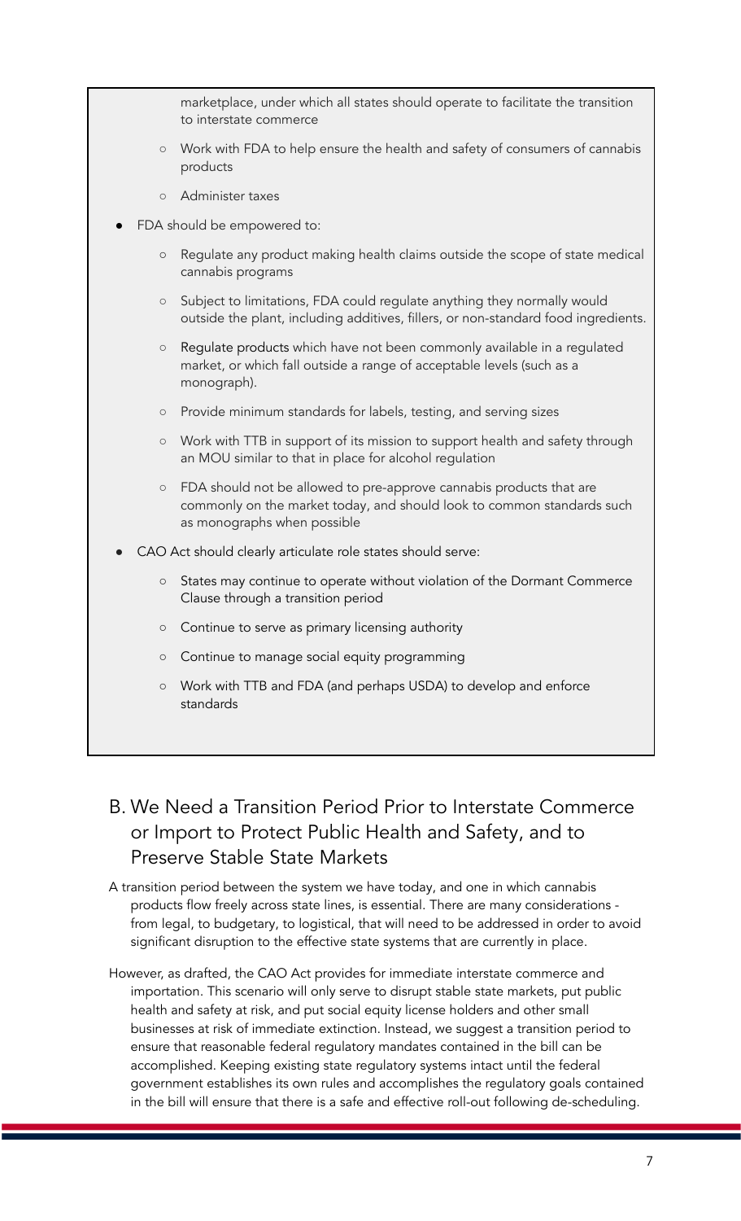marketplace, under which all states should operate to facilitate the transition to interstate commerce

- Work with FDA to help ensure the health and safety of consumers of cannabis products
- Administer taxes

- FDA should be empowered to:
  - Regulate any product making health claims outside the scope of state medical cannabis programs
  - Subject to limitations, FDA could regulate anything they normally would outside the plant, including additives, fillers, or non-standard food ingredients.
  - Regulate products which have not been commonly available in a regulated market, or which fall outside a range of acceptable levels (such as a monograph).
  - Provide minimum standards for labels, testing, and serving sizes
  - Work with TTB in support of its mission to support health and safety through an MOU similar to that in place for alcohol regulation
  - FDA should not be allowed to pre-approve cannabis products that are commonly on the market today, and should look to common standards such as monographs when possible
- CAO Act should clearly articulate role states should serve:
  - States may continue to operate without violation of the Dormant Commerce Clause through a transition period
  - Continue to serve as primary licensing authority
  - Continue to manage social equity programming
  - Work with TTB and FDA (and perhaps USDA) to develop and enforce standards

## B. We Need a Transition Period Prior to Interstate Commerce or Import to Protect Public Health and Safety, and to Preserve Stable State Markets

A transition period between the system we have today, and one in which cannabis products flow freely across state lines, is essential. There are many considerations - from legal, to budgetary, to logistical, that will need to be addressed in order to avoid significant disruption to the effective state systems that are currently in place.

However, as drafted, the CAO Act provides for immediate interstate commerce and importation. This scenario will only serve to disrupt stable state markets, put public health and safety at risk, and put social equity license holders and other small businesses at risk of immediate extinction. Instead, we suggest a transition period to ensure that reasonable federal regulatory mandates contained in the bill can be accomplished. Keeping existing state regulatory systems intact until the federal government establishes its own rules and accomplishes the regulatory goals contained in the bill will ensure that there is a safe and effective roll-out following de-scheduling.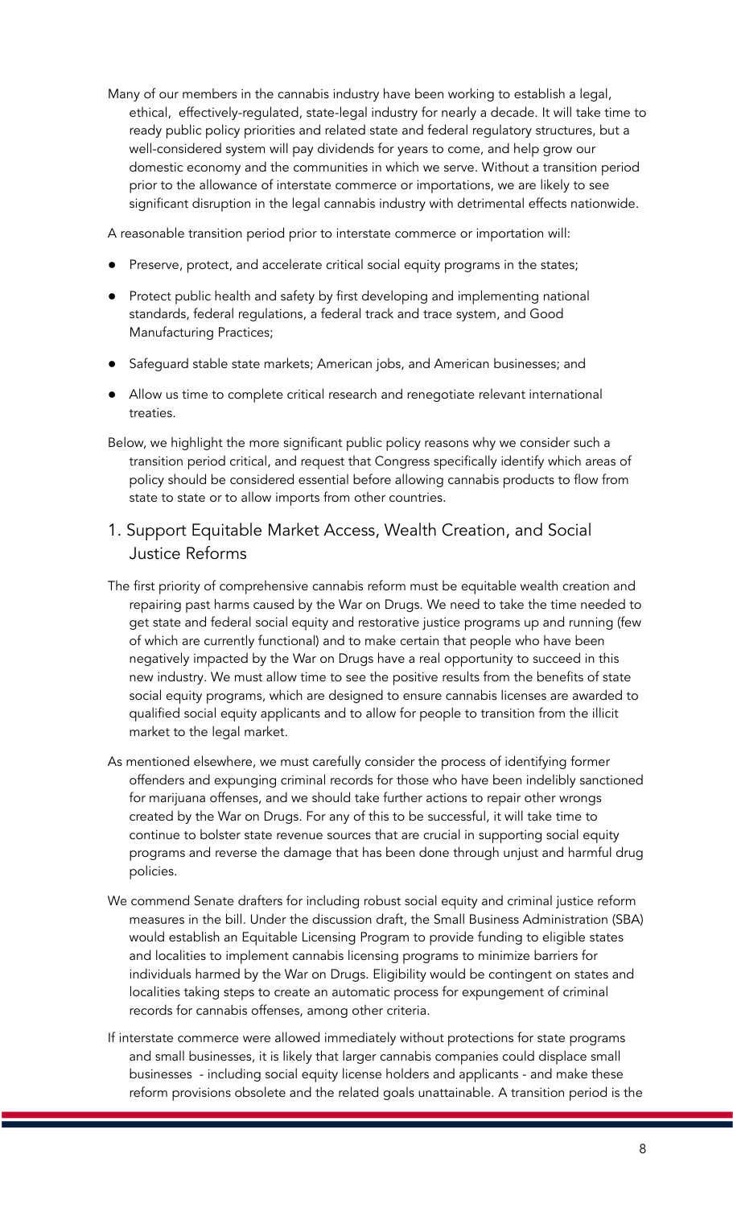Many of our members in the cannabis industry have been working to establish a legal, ethical, effectively-regulated, state-legal industry for nearly a decade. It will take time to ready public policy priorities and related state and federal regulatory structures, but a well-considered system will pay dividends for years to come, and help grow our domestic economy and the communities in which we serve. Without a transition period prior to the allowance of interstate commerce or importations, we are likely to see significant disruption in the legal cannabis industry with detrimental effects nationwide.

A reasonable transition period prior to interstate commerce or importation will:

- Preserve, protect, and accelerate critical social equity programs in the states;
- Protect public health and safety by first developing and implementing national standards, federal regulations, a federal track and trace system, and Good Manufacturing Practices;
- Safeguard stable state markets; American jobs, and American businesses; and
- Allow us time to complete critical research and renegotiate relevant international treaties.

Below, we highlight the more significant public policy reasons why we consider such a transition period critical, and request that Congress specifically identify which areas of policy should be considered essential before allowing cannabis products to flow from state to state or to allow imports from other countries.

## 1. Support Equitable Market Access, Wealth Creation, and Social Justice Reforms

The first priority of comprehensive cannabis reform must be equitable wealth creation and repairing past harms caused by the War on Drugs. We need to take the time needed to get state and federal social equity and restorative justice programs up and running (few of which are currently functional) and to make certain that people who have been negatively impacted by the War on Drugs have a real opportunity to succeed in this new industry. We must allow time to see the positive results from the benefits of state social equity programs, which are designed to ensure cannabis licenses are awarded to qualified social equity applicants and to allow for people to transition from the illicit market to the legal market.

As mentioned elsewhere, we must carefully consider the process of identifying former offenders and expunging criminal records for those who have been indelibly sanctioned for marijuana offenses, and we should take further actions to repair other wrongs created by the War on Drugs. For any of this to be successful, it will take time to continue to bolster state revenue sources that are crucial in supporting social equity programs and reverse the damage that has been done through unjust and harmful drug policies.

We commend Senate drafters for including robust social equity and criminal justice reform measures in the bill. Under the discussion draft, the Small Business Administration (SBA) would establish an Equitable Licensing Program to provide funding to eligible states and localities to implement cannabis licensing programs to minimize barriers for individuals harmed by the War on Drugs. Eligibility would be contingent on states and localities taking steps to create an automatic process for expungement of criminal records for cannabis offenses, among other criteria.

If interstate commerce were allowed immediately without protections for state programs and small businesses, it is likely that larger cannabis companies could displace small businesses - including social equity license holders and applicants - and make these reform provisions obsolete and the related goals unattainable. A transition period is the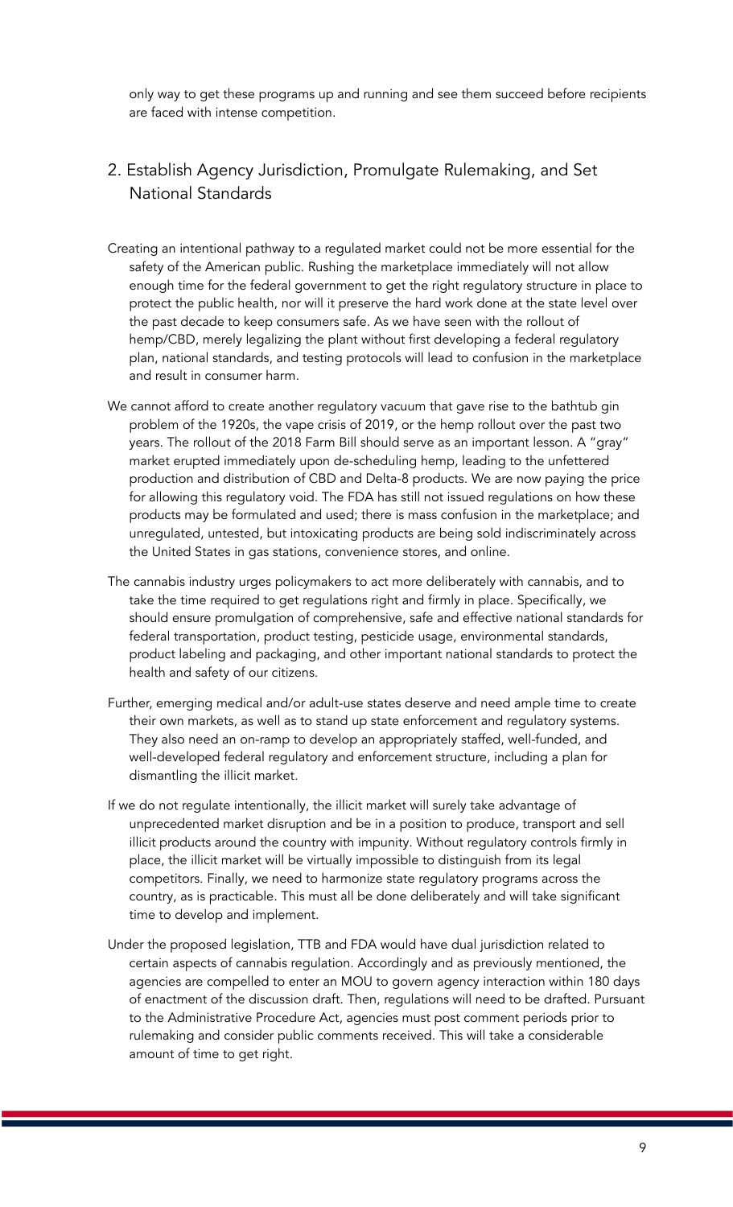only way to get these programs up and running and see them succeed before recipients are faced with intense competition.

## 2. Establish Agency Jurisdiction, Promulgate Rulemaking, and Set National Standards

Creating an intentional pathway to a regulated market could not be more essential for the safety of the American public. Rushing the marketplace immediately will not allow enough time for the federal government to get the right regulatory structure in place to protect the public health, nor will it preserve the hard work done at the state level over the past decade to keep consumers safe. As we have seen with the rollout of hemp/CBD, merely legalizing the plant without first developing a federal regulatory plan, national standards, and testing protocols will lead to confusion in the marketplace and result in consumer harm.

We cannot afford to create another regulatory vacuum that gave rise to the bathtub gin problem of the 1920s, the vape crisis of 2019, or the hemp rollout over the past two years. The rollout of the 2018 Farm Bill should serve as an important lesson. A "gray" market erupted immediately upon de-scheduling hemp, leading to the unfettered production and distribution of CBD and Delta-8 products. We are now paying the price for allowing this regulatory void. The FDA has still not issued regulations on how these products may be formulated and used; there is mass confusion in the marketplace; and unregulated, untested, but intoxicating products are being sold indiscriminately across the United States in gas stations, convenience stores, and online.

The cannabis industry urges policymakers to act more deliberately with cannabis, and to take the time required to get regulations right and firmly in place. Specifically, we should ensure promulgation of comprehensive, safe and effective national standards for federal transportation, product testing, pesticide usage, environmental standards, product labeling and packaging, and other important national standards to protect the health and safety of our citizens.

Further, emerging medical and/or adult-use states deserve and need ample time to create their own markets, as well as to stand up state enforcement and regulatory systems. They also need an on-ramp to develop an appropriately staffed, well-funded, and well-developed federal regulatory and enforcement structure, including a plan for dismantling the illicit market.

If we do not regulate intentionally, the illicit market will surely take advantage of unprecedented market disruption and be in a position to produce, transport and sell illicit products around the country with impunity. Without regulatory controls firmly in place, the illicit market will be virtually impossible to distinguish from its legal competitors. Finally, we need to harmonize state regulatory programs across the country, as is practicable. This must all be done deliberately and will take significant time to develop and implement.

Under the proposed legislation, TTB and FDA would have dual jurisdiction related to certain aspects of cannabis regulation. Accordingly and as previously mentioned, the agencies are compelled to enter an MOU to govern agency interaction within 180 days of enactment of the discussion draft. Then, regulations will need to be drafted. Pursuant to the Administrative Procedure Act, agencies must post comment periods prior to rulemaking and consider public comments received. This will take a considerable amount of time to get right.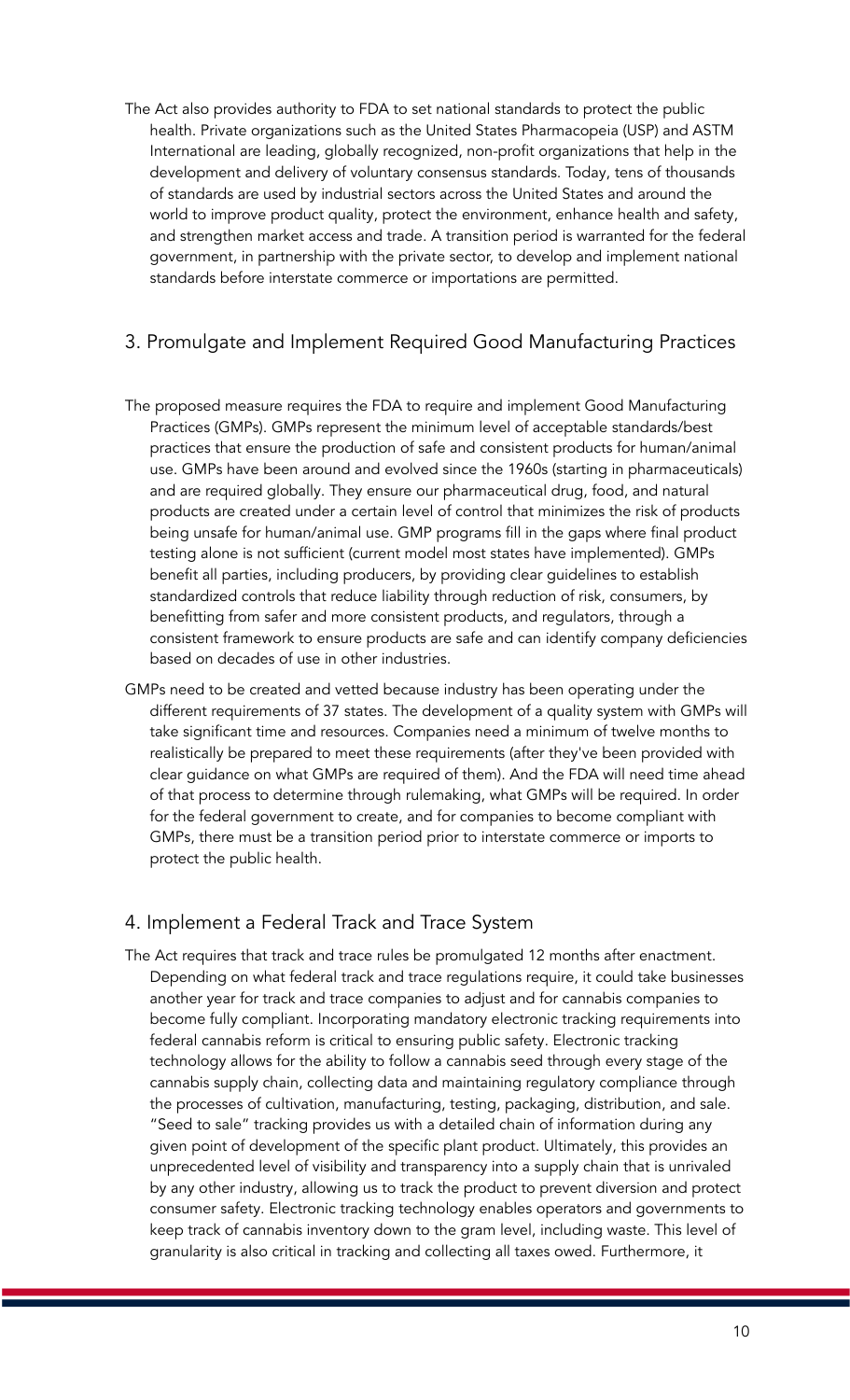The Act also provides authority to FDA to set national standards to protect the public health. Private organizations such as the United States Pharmacopeia (USP) and ASTM International are leading, globally recognized, non-profit organizations that help in the development and delivery of voluntary consensus standards. Today, tens of thousands of standards are used by industrial sectors across the United States and around the world to improve product quality, protect the environment, enhance health and safety, and strengthen market access and trade. A transition period is warranted for the federal government, in partnership with the private sector, to develop and implement national standards before interstate commerce or importations are permitted.

## 3. Promulgate and Implement Required Good Manufacturing Practices

The proposed measure requires the FDA to require and implement Good Manufacturing Practices (GMPs). GMPs represent the minimum level of acceptable standards/best practices that ensure the production of safe and consistent products for human/animal use. GMPs have been around and evolved since the 1960s (starting in pharmaceuticals) and are required globally. They ensure our pharmaceutical drug, food, and natural products are created under a certain level of control that minimizes the risk of products being unsafe for human/animal use. GMP programs fill in the gaps where final product testing alone is not sufficient (current model most states have implemented). GMPs benefit all parties, including producers, by providing clear guidelines to establish standardized controls that reduce liability through reduction of risk, consumers, by benefitting from safer and more consistent products, and regulators, through a consistent framework to ensure products are safe and can identify company deficiencies based on decades of use in other industries.

GMPs need to be created and vetted because industry has been operating under the different requirements of 37 states. The development of a quality system with GMPs will take significant time and resources. Companies need a minimum of twelve months to realistically be prepared to meet these requirements (after they've been provided with clear guidance on what GMPs are required of them). And the FDA will need time ahead of that process to determine through rulemaking, what GMPs will be required. In order for the federal government to create, and for companies to become compliant with GMPs, there must be a transition period prior to interstate commerce or imports to protect the public health.

## 4. Implement a Federal Track and Trace System

The Act requires that track and trace rules be promulgated 12 months after enactment. Depending on what federal track and trace regulations require, it could take businesses another year for track and trace companies to adjust and for cannabis companies to become fully compliant. Incorporating mandatory electronic tracking requirements into federal cannabis reform is critical to ensuring public safety. Electronic tracking technology allows for the ability to follow a cannabis seed through every stage of the cannabis supply chain, collecting data and maintaining regulatory compliance through the processes of cultivation, manufacturing, testing, packaging, distribution, and sale. "Seed to sale" tracking provides us with a detailed chain of information during any given point of development of the specific plant product. Ultimately, this provides an unprecedented level of visibility and transparency into a supply chain that is unrivaled by any other industry, allowing us to track the product to prevent diversion and protect consumer safety. Electronic tracking technology enables operators and governments to keep track of cannabis inventory down to the gram level, including waste. This level of granularity is also critical in tracking and collecting all taxes owed. Furthermore, it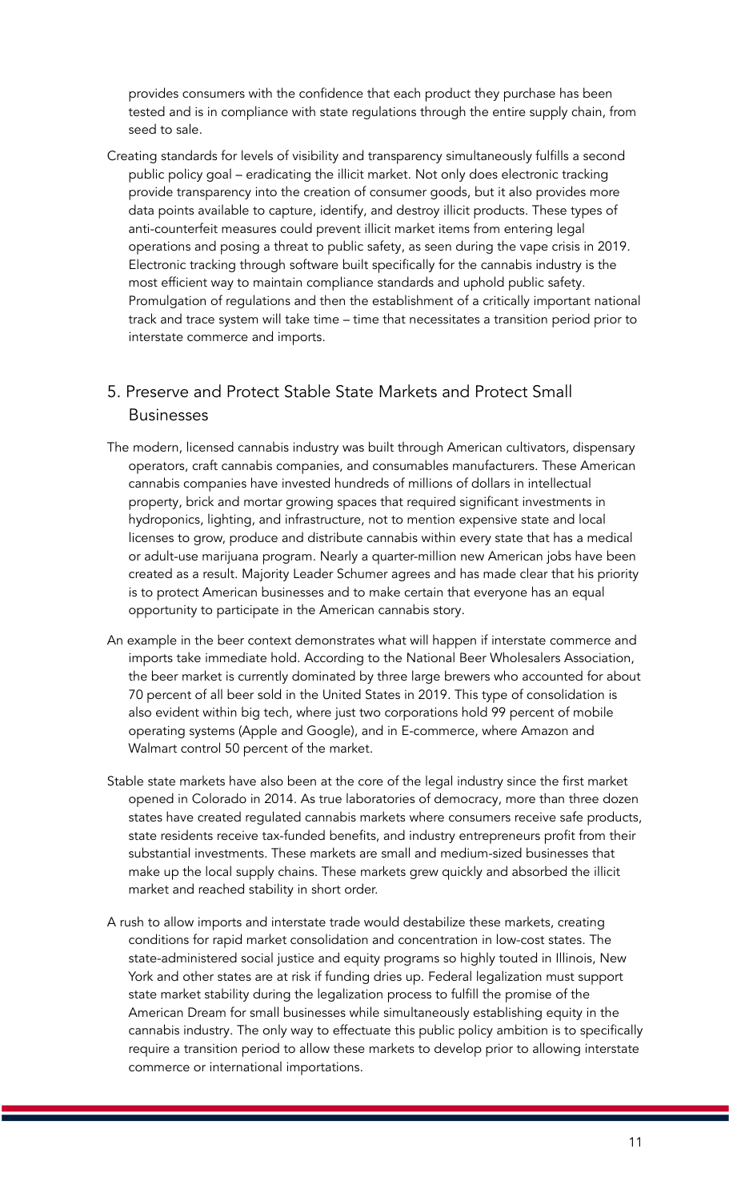provides consumers with the confidence that each product they purchase has been tested and is in compliance with state regulations through the entire supply chain, from seed to sale.

Creating standards for levels of visibility and transparency simultaneously fulfills a second public policy goal – eradicating the illicit market. Not only does electronic tracking provide transparency into the creation of consumer goods, but it also provides more data points available to capture, identify, and destroy illicit products. These types of anti-counterfeit measures could prevent illicit market items from entering legal operations and posing a threat to public safety, as seen during the vape crisis in 2019. Electronic tracking through software built specifically for the cannabis industry is the most efficient way to maintain compliance standards and uphold public safety. Promulgation of regulations and then the establishment of a critically important national track and trace system will take time – time that necessitates a transition period prior to interstate commerce and imports.

## 5. Preserve and Protect Stable State Markets and Protect Small Businesses

The modern, licensed cannabis industry was built through American cultivators, dispensary operators, craft cannabis companies, and consumables manufacturers. These American cannabis companies have invested hundreds of millions of dollars in intellectual property, brick and mortar growing spaces that required significant investments in hydroponics, lighting, and infrastructure, not to mention expensive state and local licenses to grow, produce and distribute cannabis within every state that has a medical or adult-use marijuana program. Nearly a quarter-million new American jobs have been created as a result. Majority Leader Schumer agrees and has made clear that his priority is to protect American businesses and to make certain that everyone has an equal opportunity to participate in the American cannabis story.

An example in the beer context demonstrates what will happen if interstate commerce and imports take immediate hold. According to the National Beer Wholesalers Association, the beer market is currently dominated by three large brewers who accounted for about 70 percent of all beer sold in the United States in 2019. This type of consolidation is also evident within big tech, where just two corporations hold 99 percent of mobile operating systems (Apple and Google), and in E-commerce, where Amazon and Walmart control 50 percent of the market.

Stable state markets have also been at the core of the legal industry since the first market opened in Colorado in 2014. As true laboratories of democracy, more than three dozen states have created regulated cannabis markets where consumers receive safe products, state residents receive tax-funded benefits, and industry entrepreneurs profit from their substantial investments. These markets are small and medium-sized businesses that make up the local supply chains. These markets grew quickly and absorbed the illicit market and reached stability in short order.

A rush to allow imports and interstate trade would destabilize these markets, creating conditions for rapid market consolidation and concentration in low-cost states. The state-administered social justice and equity programs so highly touted in Illinois, New York and other states are at risk if funding dries up. Federal legalization must support state market stability during the legalization process to fulfill the promise of the American Dream for small businesses while simultaneously establishing equity in the cannabis industry. The only way to effectuate this public policy ambition is to specifically require a transition period to allow these markets to develop prior to allowing interstate commerce or international importations.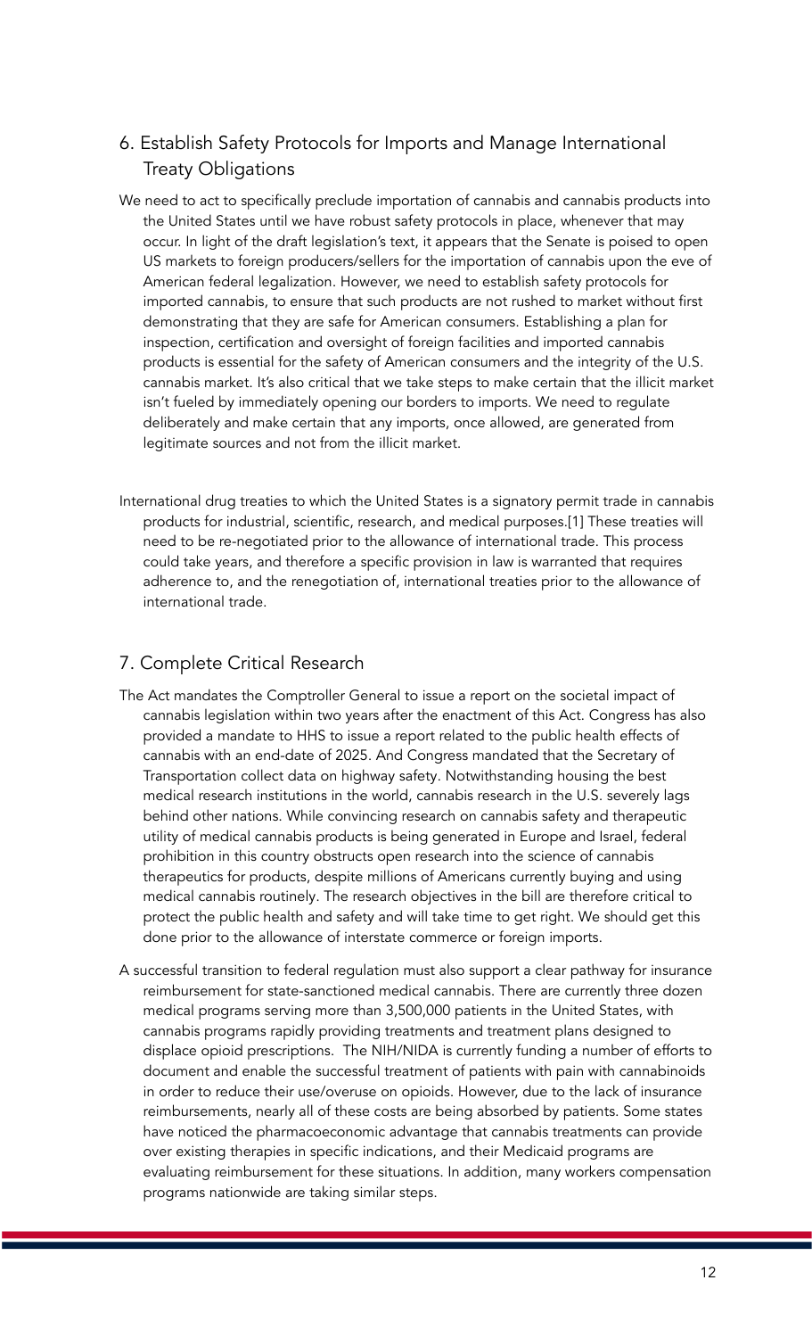## 6. Establish Safety Protocols for Imports and Manage International Treaty Obligations

We need to act to specifically preclude importation of cannabis and cannabis products into the United States until we have robust safety protocols in place, whenever that may occur. In light of the draft legislation's text, it appears that the Senate is poised to open US markets to foreign producers/sellers for the importation of cannabis upon the eve of American federal legalization. However, we need to establish safety protocols for imported cannabis, to ensure that such products are not rushed to market without first demonstrating that they are safe for American consumers. Establishing a plan for inspection, certification and oversight of foreign facilities and imported cannabis products is essential for the safety of American consumers and the integrity of the U.S. cannabis market. It's also critical that we take steps to make certain that the illicit market isn't fueled by immediately opening our borders to imports. We need to regulate deliberately and make certain that any imports, once allowed, are generated from legitimate sources and not from the illicit market.

International drug treaties to which the United States is a signatory permit trade in cannabis products for industrial, scientific, research, and medical purposes.[1] These treaties will need to be re-negotiated prior to the allowance of international trade. This process could take years, and therefore a specific provision in law is warranted that requires adherence to, and the renegotiation of, international treaties prior to the allowance of international trade.

## 7. Complete Critical Research

The Act mandates the Comptroller General to issue a report on the societal impact of cannabis legislation within two years after the enactment of this Act. Congress has also provided a mandate to HHS to issue a report related to the public health effects of cannabis with an end-date of 2025. And Congress mandated that the Secretary of Transportation collect data on highway safety. Notwithstanding housing the best medical research institutions in the world, cannabis research in the U.S. severely lags behind other nations. While convincing research on cannabis safety and therapeutic utility of medical cannabis products is being generated in Europe and Israel, federal prohibition in this country obstructs open research into the science of cannabis therapeutics for products, despite millions of Americans currently buying and using medical cannabis routinely. The research objectives in the bill are therefore critical to protect the public health and safety and will take time to get right. We should get this done prior to the allowance of interstate commerce or foreign imports.

A successful transition to federal regulation must also support a clear pathway for insurance reimbursement for state-sanctioned medical cannabis. There are currently three dozen medical programs serving more than 3,500,000 patients in the United States, with cannabis programs rapidly providing treatments and treatment plans designed to displace opioid prescriptions. The NIH/NIDA is currently funding a number of efforts to document and enable the successful treatment of patients with pain with cannabinoids in order to reduce their use/overuse on opioids. However, due to the lack of insurance reimbursements, nearly all of these costs are being absorbed by patients. Some states have noticed the pharmacoeconomic advantage that cannabis treatments can provide over existing therapies in specific indications, and their Medicaid programs are evaluating reimbursement for these situations. In addition, many workers compensation programs nationwide are taking similar steps.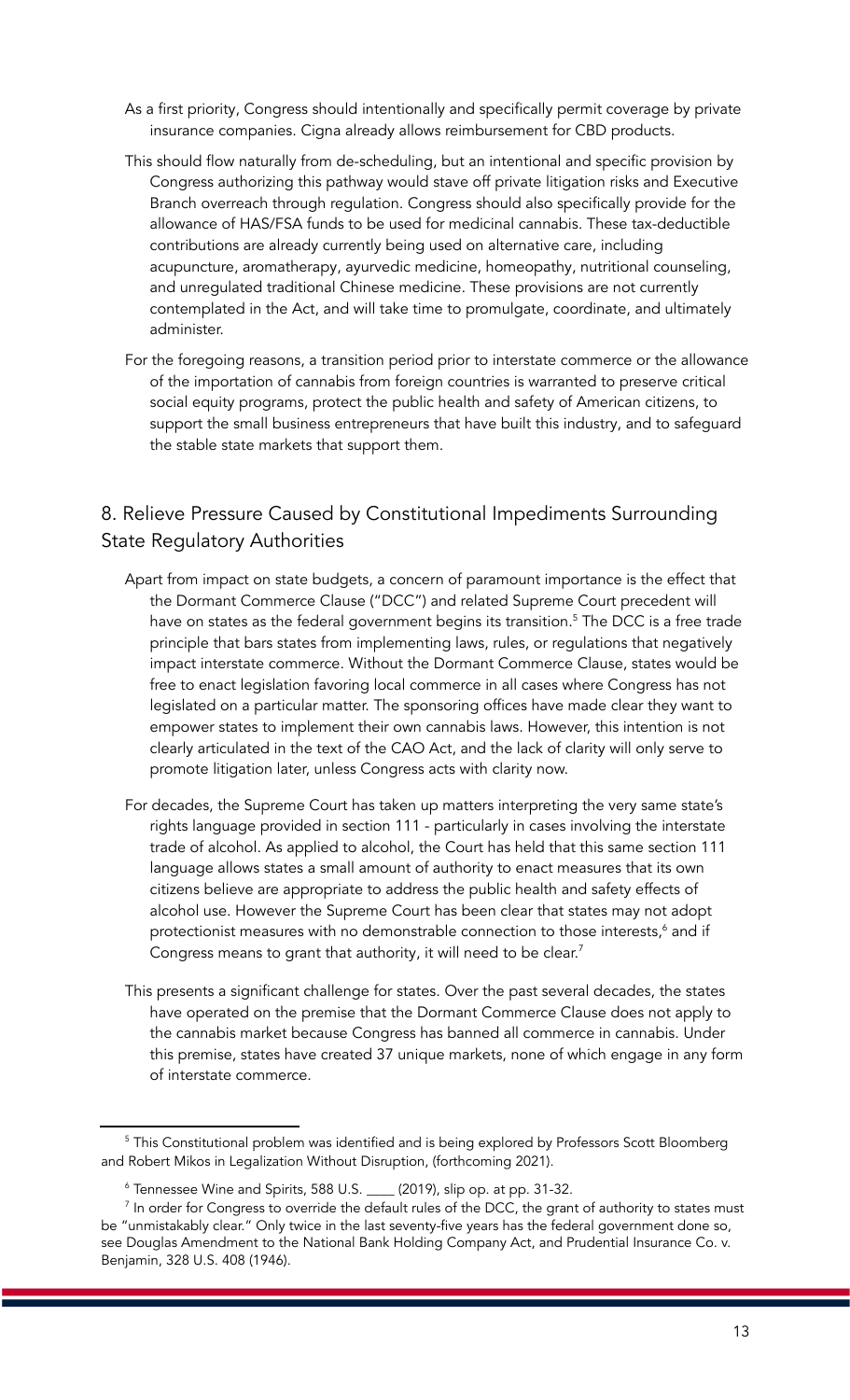As a first priority, Congress should intentionally and specifically permit coverage by private insurance companies. Cigna already allows reimbursement for CBD products.

This should flow naturally from de-scheduling, but an intentional and specific provision by Congress authorizing this pathway would stave off private litigation risks and Executive Branch overreach through regulation. Congress should also specifically provide for the allowance of HAS/FSA funds to be used for medicinal cannabis. These tax-deductible contributions are already currently being used on alternative care, including acupuncture, aromatherapy, ayurvedic medicine, homeopathy, nutritional counseling, and unregulated traditional Chinese medicine. These provisions are not currently contemplated in the Act, and will take time to promulgate, coordinate, and ultimately administer.

For the foregoing reasons, a transition period prior to interstate commerce or the allowance of the importation of cannabis from foreign countries is warranted to preserve critical social equity programs, protect the public health and safety of American citizens, to support the small business entrepreneurs that have built this industry, and to safeguard the stable state markets that support them.

## 8. Relieve Pressure Caused by Constitutional Impediments Surrounding State Regulatory Authorities

Apart from impact on state budgets, a concern of paramount importance is the effect that the Dormant Commerce Clause ("DCC") and related Supreme Court precedent will have on states as the federal government begins its transition.[5] The DCC is a free trade principle that bars states from implementing laws, rules, or regulations that negatively impact interstate commerce. Without the Dormant Commerce Clause, states would be free to enact legislation favoring local commerce in all cases where Congress has not legislated on a particular matter. The sponsoring offices have made clear they want to empower states to implement their own cannabis laws. However, this intention is not clearly articulated in the text of the CAO Act, and the lack of clarity will only serve to promote litigation later, unless Congress acts with clarity now.

For decades, the Supreme Court has taken up matters interpreting the very same state's rights language provided in section 111 - particularly in cases involving the interstate trade of alcohol. As applied to alcohol, the Court has held that this same section 111 language allows states a small amount of authority to enact measures that its own citizens believe are appropriate to address the public health and safety effects of alcohol use. However the Supreme Court has been clear that states may not adopt protectionist measures with no demonstrable connection to those interests,[6] and if Congress means to grant that authority, it will need to be clear.[7]

This presents a significant challenge for states. Over the past several decades, the states have operated on the premise that the Dormant Commerce Clause does not apply to the cannabis market because Congress has banned all commerce in cannabis. Under this premise, states have created 37 unique markets, none of which engage in any form of interstate commerce.

---

[5] This Constitutional problem was identified and is being explored by Professors Scott Bloomberg and Robert Mikos in Legalization Without Disruption, (forthcoming 2021).

[6] Tennessee Wine and Spirits, 588 U.S. ____ (2019), slip op. at pp. 31-32.

[7] In order for Congress to override the default rules of the DCC, the grant of authority to states must be "unmistakably clear." Only twice in the last seventy-five years has the federal government done so, see Douglas Amendment to the National Bank Holding Company Act, and Prudential Insurance Co. v. Benjamin, 328 U.S. 408 (1946).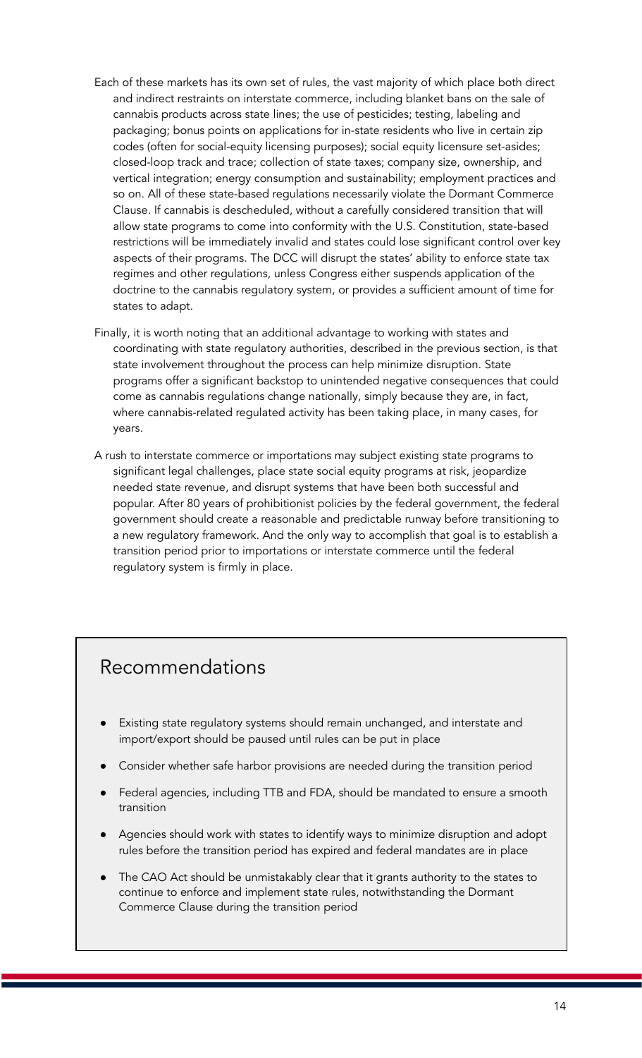Each of these markets has its own set of rules, the vast majority of which place both direct and indirect restraints on interstate commerce, including blanket bans on the sale of cannabis products across state lines; the use of pesticides; testing, labeling and packaging; bonus points on applications for in-state residents who live in certain zip codes (often for social-equity licensing purposes); social equity licensure set-asides; closed-loop track and trace; collection of state taxes; company size, ownership, and vertical integration; energy consumption and sustainability; employment practices and so on. All of these state-based regulations necessarily violate the Dormant Commerce Clause. If cannabis is descheduled, without a carefully considered transition that will allow state programs to come into conformity with the U.S. Constitution, state-based restrictions will be immediately invalid and states could lose significant control over key aspects of their programs. The DCC will disrupt the states' ability to enforce state tax regimes and other regulations, unless Congress either suspends application of the doctrine to the cannabis regulatory system, or provides a sufficient amount of time for states to adapt.

Finally, it is worth noting that an additional advantage to working with states and coordinating with state regulatory authorities, described in the previous section, is that state involvement throughout the process can help minimize disruption. State programs offer a significant backstop to unintended negative consequences that could come as cannabis regulations change nationally, simply because they are, in fact, where cannabis-related regulated activity has been taking place, in many cases, for years.

A rush to interstate commerce or importations may subject existing state programs to significant legal challenges, place state social equity programs at risk, jeopardize needed state revenue, and disrupt systems that have been both successful and popular. After 80 years of prohibitionist policies by the federal government, the federal government should create a reasonable and predictable runway before transitioning to a new regulatory framework. And the only way to accomplish that goal is to establish a transition period prior to importations or interstate commerce until the federal regulatory system is firmly in place.

## Recommendations

- Existing state regulatory systems should remain unchanged, and interstate and import/export should be paused until rules can be put in place
- Consider whether safe harbor provisions are needed during the transition period
- Federal agencies, including TTB and FDA, should be mandated to ensure a smooth transition
- Agencies should work with states to identify ways to minimize disruption and adopt rules before the transition period has expired and federal mandates are in place
- The CAO Act should be unmistakably clear that it grants authority to the states to continue to enforce and implement state rules, notwithstanding the Dormant Commerce Clause during the transition period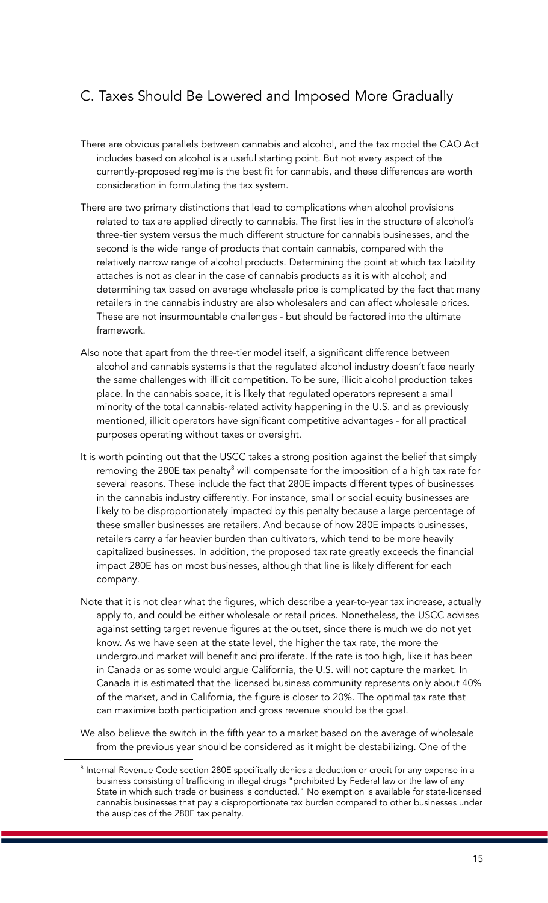## C. Taxes Should Be Lowered and Imposed More Gradually

There are obvious parallels between cannabis and alcohol, and the tax model the CAO Act includes based on alcohol is a useful starting point. But not every aspect of the currently-proposed regime is the best fit for cannabis, and these differences are worth consideration in formulating the tax system.

There are two primary distinctions that lead to complications when alcohol provisions related to tax are applied directly to cannabis. The first lies in the structure of alcohol's three-tier system versus the much different structure for cannabis businesses, and the second is the wide range of products that contain cannabis, compared with the relatively narrow range of alcohol products. Determining the point at which tax liability attaches is not as clear in the case of cannabis products as it is with alcohol; and determining tax based on average wholesale price is complicated by the fact that many retailers in the cannabis industry are also wholesalers and can affect wholesale prices. These are not insurmountable challenges - but should be factored into the ultimate framework.

Also note that apart from the three-tier model itself, a significant difference between alcohol and cannabis systems is that the regulated alcohol industry doesn't face nearly the same challenges with illicit competition. To be sure, illicit alcohol production takes place. In the cannabis space, it is likely that regulated operators represent a small minority of the total cannabis-related activity happening in the U.S. and as previously mentioned, illicit operators have significant competitive advantages - for all practical purposes operating without taxes or oversight.

It is worth pointing out that the USCC takes a strong position against the belief that simply removing the 280E tax penalty[8] will compensate for the imposition of a high tax rate for several reasons. These include the fact that 280E impacts different types of businesses in the cannabis industry differently. For instance, small or social equity businesses are likely to be disproportionately impacted by this penalty because a large percentage of these smaller businesses are retailers. And because of how 280E impacts businesses, retailers carry a far heavier burden than cultivators, which tend to be more heavily capitalized businesses. In addition, the proposed tax rate greatly exceeds the financial impact 280E has on most businesses, although that line is likely different for each company.

Note that it is not clear what the figures, which describe a year-to-year tax increase, actually apply to, and could be either wholesale or retail prices. Nonetheless, the USCC advises against setting target revenue figures at the outset, since there is much we do not yet know. As we have seen at the state level, the higher the tax rate, the more the underground market will benefit and proliferate. If the rate is too high, like it has been in Canada or as some would argue California, the U.S. will not capture the market. In Canada it is estimated that the licensed business community represents only about 40% of the market, and in California, the figure is closer to 20%. The optimal tax rate that can maximize both participation and gross revenue should be the goal.

We also believe the switch in the fifth year to a market based on the average of wholesale from the previous year should be considered as it might be destabilizing. One of the

[8] Internal Revenue Code section 280E specifically denies a deduction or credit for any expense in a business consisting of trafficking in illegal drugs "prohibited by Federal law or the law of any State in which such trade or business is conducted." No exemption is available for state-licensed cannabis businesses that pay a disproportionate tax burden compared to other businesses under the auspices of the 280E tax penalty.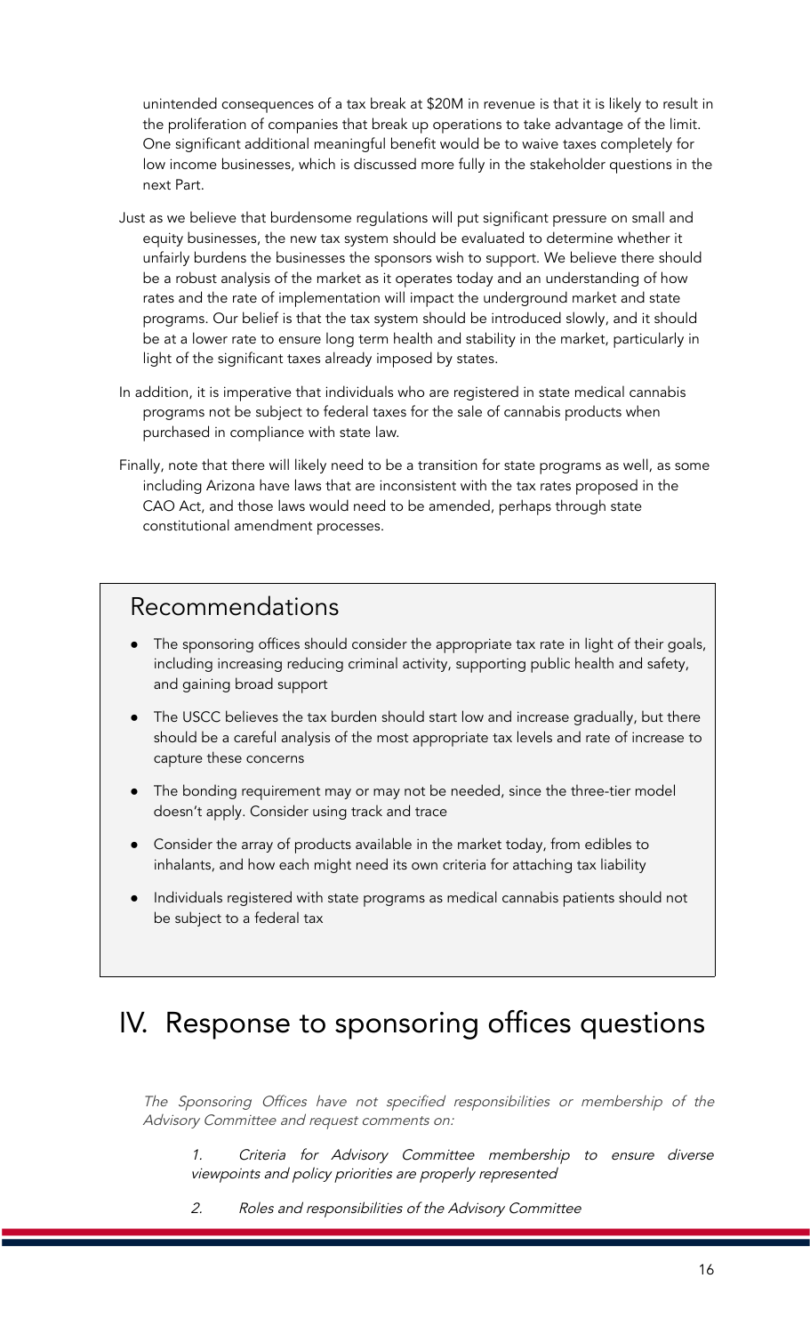unintended consequences of a tax break at $20M in revenue is that it is likely to result in the proliferation of companies that break up operations to take advantage of the limit. One significant additional meaningful benefit would be to waive taxes completely for low income businesses, which is discussed more fully in the stakeholder questions in the next Part.

Just as we believe that burdensome regulations will put significant pressure on small and equity businesses, the new tax system should be evaluated to determine whether it unfairly burdens the businesses the sponsors wish to support. We believe there should be a robust analysis of the market as it operates today and an understanding of how rates and the rate of implementation will impact the underground market and state programs. Our belief is that the tax system should be introduced slowly, and it should be at a lower rate to ensure long term health and stability in the market, particularly in light of the significant taxes already imposed by states.

In addition, it is imperative that individuals who are registered in state medical cannabis programs not be subject to federal taxes for the sale of cannabis products when purchased in compliance with state law.

Finally, note that there will likely need to be a transition for state programs as well, as some including Arizona have laws that are inconsistent with the tax rates proposed in the CAO Act, and those laws would need to be amended, perhaps through state constitutional amendment processes.

## Recommendations

- The sponsoring offices should consider the appropriate tax rate in light of their goals, including increasing reducing criminal activity, supporting public health and safety, and gaining broad support
- The USCC believes the tax burden should start low and increase gradually, but there should be a careful analysis of the most appropriate tax levels and rate of increase to capture these concerns
- The bonding requirement may or may not be needed, since the three-tier model doesn't apply. Consider using track and trace
- Consider the array of products available in the market today, from edibles to inhalants, and how each might need its own criteria for attaching tax liability
- Individuals registered with state programs as medical cannabis patients should not be subject to a federal tax

# IV. Response to sponsoring offices questions

*The Sponsoring Offices have not specified responsibilities or membership of the Advisory Committee and request comments on:*

1. *Criteria for Advisory Committee membership to ensure diverse viewpoints and policy priorities are properly represented*
2. *Roles and responsibilities of the Advisory Committee*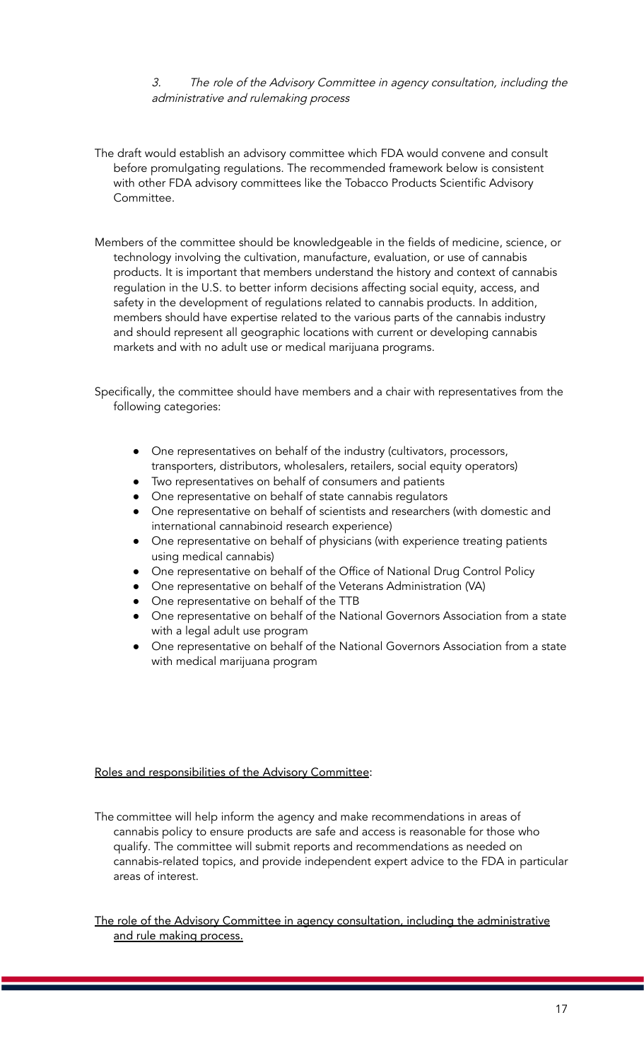*3. The role of the Advisory Committee in agency consultation, including the administrative and rulemaking process*

The draft would establish an advisory committee which FDA would convene and consult before promulgating regulations. The recommended framework below is consistent with other FDA advisory committees like the Tobacco Products Scientific Advisory Committee.

Members of the committee should be knowledgeable in the fields of medicine, science, or technology involving the cultivation, manufacture, evaluation, or use of cannabis products. It is important that members understand the history and context of cannabis regulation in the U.S. to better inform decisions affecting social equity, access, and safety in the development of regulations related to cannabis products. In addition, members should have expertise related to the various parts of the cannabis industry and should represent all geographic locations with current or developing cannabis markets and with no adult use or medical marijuana programs.

Specifically, the committee should have members and a chair with representatives from the following categories:

- One representatives on behalf of the industry (cultivators, processors, transporters, distributors, wholesalers, retailers, social equity operators)
- Two representatives on behalf of consumers and patients
- One representative on behalf of state cannabis regulators
- One representative on behalf of scientists and researchers (with domestic and international cannabinoid research experience)
- One representative on behalf of physicians (with experience treating patients using medical cannabis)
- One representative on behalf of the Office of National Drug Control Policy
- One representative on behalf of the Veterans Administration (VA)
- One representative on behalf of the TTB
- One representative on behalf of the National Governors Association from a state with a legal adult use program
- One representative on behalf of the National Governors Association from a state with medical marijuana program

<u>Roles and responsibilities of the Advisory Committee</u>:

The committee will help inform the agency and make recommendations in areas of cannabis policy to ensure products are safe and access is reasonable for those who qualify. The committee will submit reports and recommendations as needed on cannabis-related topics, and provide independent expert advice to the FDA in particular areas of interest.

<u>The role of the Advisory Committee in agency consultation, including the administrative and rule making process.</u>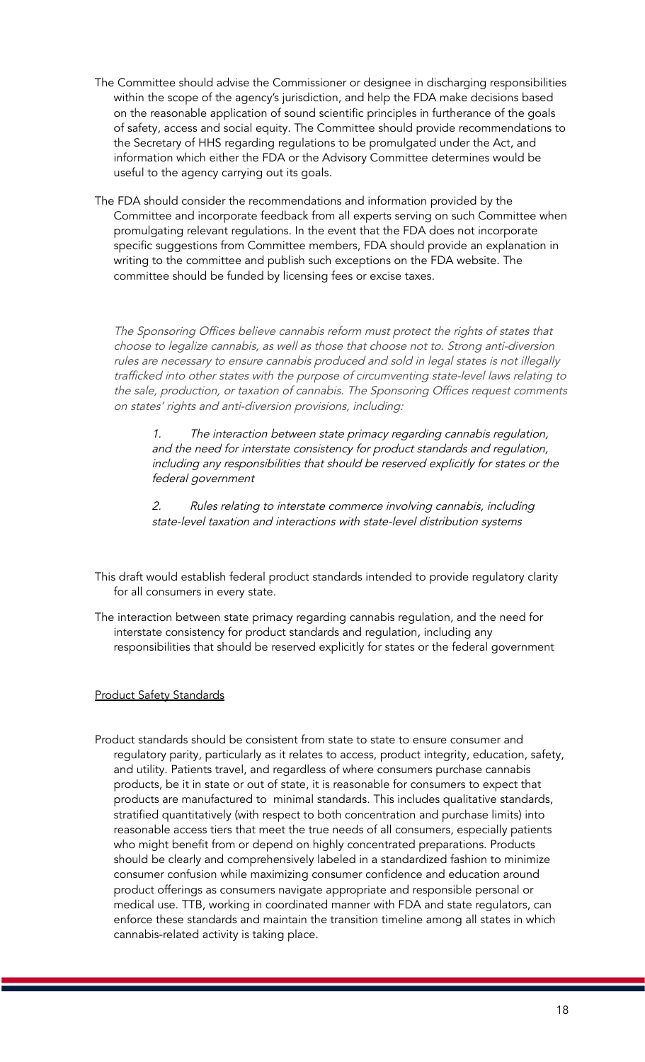The Committee should advise the Commissioner or designee in discharging responsibilities within the scope of the agency's jurisdiction, and help the FDA make decisions based on the reasonable application of sound scientific principles in furtherance of the goals of safety, access and social equity. The Committee should provide recommendations to the Secretary of HHS regarding regulations to be promulgated under the Act, and information which either the FDA or the Advisory Committee determines would be useful to the agency carrying out its goals.

The FDA should consider the recommendations and information provided by the Committee and incorporate feedback from all experts serving on such Committee when promulgating relevant regulations. In the event that the FDA does not incorporate specific suggestions from Committee members, FDA should provide an explanation in writing to the committee and publish such exceptions on the FDA website. The committee should be funded by licensing fees or excise taxes.

*The Sponsoring Offices believe cannabis reform must protect the rights of states that choose to legalize cannabis, as well as those that choose not to. Strong anti-diversion rules are necessary to ensure cannabis produced and sold in legal states is not illegally trafficked into other states with the purpose of circumventing state-level laws relating to the sale, production, or taxation of cannabis. The Sponsoring Offices request comments on states' rights and anti-diversion provisions, including:*

> *1. The interaction between state primacy regarding cannabis regulation, and the need for interstate consistency for product standards and regulation, including any responsibilities that should be reserved explicitly for states or the federal government*
>
> *2. Rules relating to interstate commerce involving cannabis, including state-level taxation and interactions with state-level distribution systems*

This draft would establish federal product standards intended to provide regulatory clarity for all consumers in every state.

The interaction between state primacy regarding cannabis regulation, and the need for interstate consistency for product standards and regulation, including any responsibilities that should be reserved explicitly for states or the federal government

<u>Product Safety Standards</u>

Product standards should be consistent from state to state to ensure consumer and regulatory parity, particularly as it relates to access, product integrity, education, safety, and utility. Patients travel, and regardless of where consumers purchase cannabis products, be it in state or out of state, it is reasonable for consumers to expect that products are manufactured to minimal standards. This includes qualitative standards, stratified quantitatively (with respect to both concentration and purchase limits) into reasonable access tiers that meet the true needs of all consumers, especially patients who might benefit from or depend on highly concentrated preparations. Products should be clearly and comprehensively labeled in a standardized fashion to minimize consumer confusion while maximizing consumer confidence and education around product offerings as consumers navigate appropriate and responsible personal or medical use. TTB, working in coordinated manner with FDA and state regulators, can enforce these standards and maintain the transition timeline among all states in which cannabis-related activity is taking place.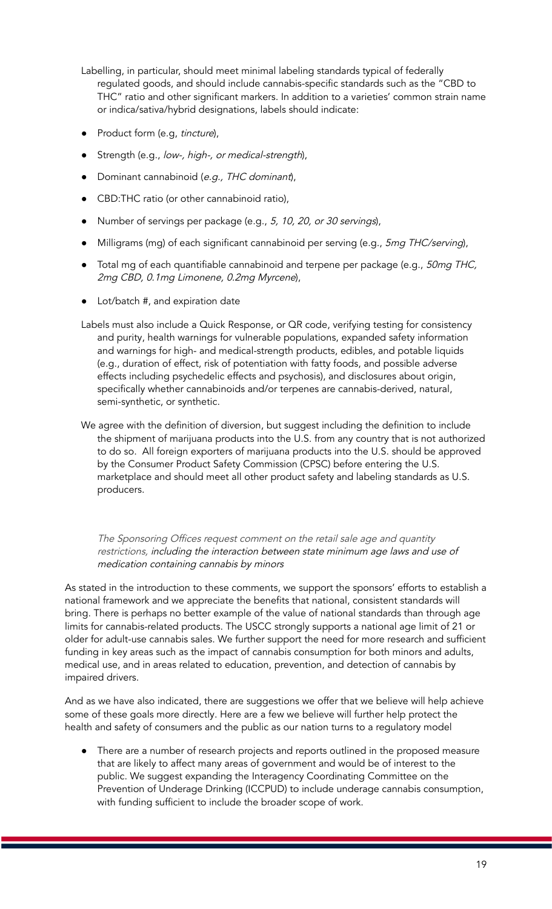Labelling, in particular, should meet minimal labeling standards typical of federally regulated goods, and should include cannabis-specific standards such as the "CBD to THC" ratio and other significant markers. In addition to a varieties' common strain name or indica/sativa/hybrid designations, labels should indicate:

- Product form (e.g, *tincture*),
- Strength (e.g., *low-, high-, or medical-strength*),
- Dominant cannabinoid (*e.g., THC dominant*),
- CBD:THC ratio (or other cannabinoid ratio),
- Number of servings per package (e.g., *5, 10, 20, or 30 servings*),
- Milligrams (mg) of each significant cannabinoid per serving (e.g., *5mg THC/serving*),
- Total mg of each quantifiable cannabinoid and terpene per package (e.g., *50mg THC, 2mg CBD, 0.1mg Limonene, 0.2mg Myrcene*),
- Lot/batch #, and expiration date

Labels must also include a Quick Response, or QR code, verifying testing for consistency and purity, health warnings for vulnerable populations, expanded safety information and warnings for high- and medical-strength products, edibles, and potable liquids (e.g., duration of effect, risk of potentiation with fatty foods, and possible adverse effects including psychedelic effects and psychosis), and disclosures about origin, specifically whether cannabinoids and/or terpenes are cannabis-derived, natural, semi-synthetic, or synthetic.

We agree with the definition of diversion, but suggest including the definition to include the shipment of marijuana products into the U.S. from any country that is not authorized to do so. All foreign exporters of marijuana products into the U.S. should be approved by the Consumer Product Safety Commission (CPSC) before entering the U.S. marketplace and should meet all other product safety and labeling standards as U.S. producers.

*The Sponsoring Offices request comment on the retail sale age and quantity restrictions, including the interaction between state minimum age laws and use of medication containing cannabis by minors*

As stated in the introduction to these comments, we support the sponsors' efforts to establish a national framework and we appreciate the benefits that national, consistent standards will bring. There is perhaps no better example of the value of national standards than through age limits for cannabis-related products. The USCC strongly supports a national age limit of 21 or older for adult-use cannabis sales. We further support the need for more research and sufficient funding in key areas such as the impact of cannabis consumption for both minors and adults, medical use, and in areas related to education, prevention, and detection of cannabis by impaired drivers.

And as we have also indicated, there are suggestions we offer that we believe will help achieve some of these goals more directly. Here are a few we believe will further help protect the health and safety of consumers and the public as our nation turns to a regulatory model

- There are a number of research projects and reports outlined in the proposed measure that are likely to affect many areas of government and would be of interest to the public. We suggest expanding the Interagency Coordinating Committee on the Prevention of Underage Drinking (ICCPUD) to include underage cannabis consumption, with funding sufficient to include the broader scope of work.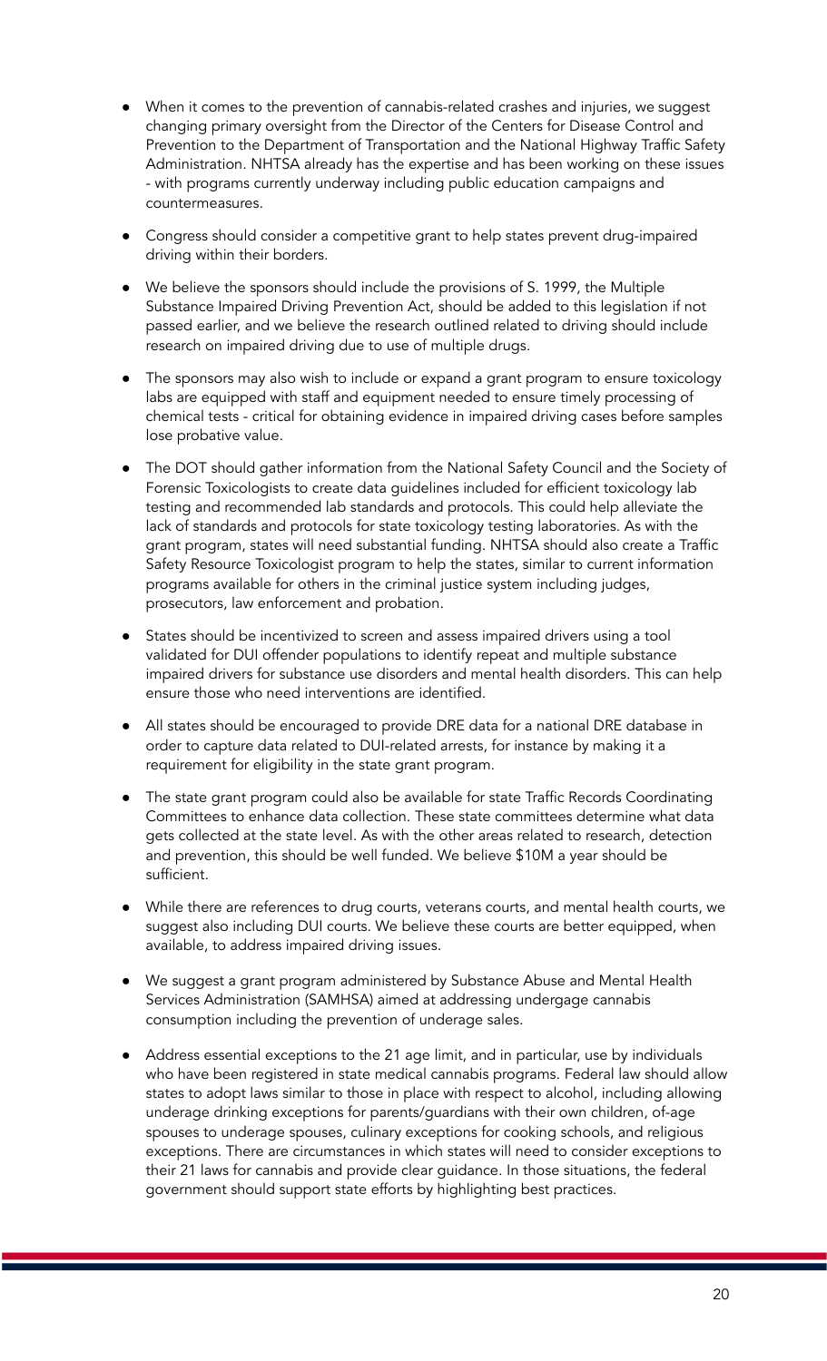- When it comes to the prevention of cannabis-related crashes and injuries, we suggest changing primary oversight from the Director of the Centers for Disease Control and Prevention to the Department of Transportation and the National Highway Traffic Safety Administration. NHTSA already has the expertise and has been working on these issues - with programs currently underway including public education campaigns and countermeasures.

- Congress should consider a competitive grant to help states prevent drug-impaired driving within their borders.

- We believe the sponsors should include the provisions of S. 1999, the Multiple Substance Impaired Driving Prevention Act, should be added to this legislation if not passed earlier, and we believe the research outlined related to driving should include research on impaired driving due to use of multiple drugs.

- The sponsors may also wish to include or expand a grant program to ensure toxicology labs are equipped with staff and equipment needed to ensure timely processing of chemical tests - critical for obtaining evidence in impaired driving cases before samples lose probative value.

- The DOT should gather information from the National Safety Council and the Society of Forensic Toxicologists to create data guidelines included for efficient toxicology lab testing and recommended lab standards and protocols. This could help alleviate the lack of standards and protocols for state toxicology testing laboratories. As with the grant program, states will need substantial funding. NHTSA should also create a Traffic Safety Resource Toxicologist program to help the states, similar to current information programs available for others in the criminal justice system including judges, prosecutors, law enforcement and probation.

- States should be incentivized to screen and assess impaired drivers using a tool validated for DUI offender populations to identify repeat and multiple substance impaired drivers for substance use disorders and mental health disorders. This can help ensure those who need interventions are identified.

- All states should be encouraged to provide DRE data for a national DRE database in order to capture data related to DUI-related arrests, for instance by making it a requirement for eligibility in the state grant program.

- The state grant program could also be available for state Traffic Records Coordinating Committees to enhance data collection. These state committees determine what data gets collected at the state level. As with the other areas related to research, detection and prevention, this should be well funded. We believe $10M a year should be sufficient.

- While there are references to drug courts, veterans courts, and mental health courts, we suggest also including DUI courts. We believe these courts are better equipped, when available, to address impaired driving issues.

- We suggest a grant program administered by Substance Abuse and Mental Health Services Administration (SAMHSA) aimed at addressing undergage cannabis consumption including the prevention of underage sales.

- Address essential exceptions to the 21 age limit, and in particular, use by individuals who have been registered in state medical cannabis programs. Federal law should allow states to adopt laws similar to those in place with respect to alcohol, including allowing underage drinking exceptions for parents/guardians with their own children, of-age spouses to underage spouses, culinary exceptions for cooking schools, and religious exceptions. There are circumstances in which states will need to consider exceptions to their 21 laws for cannabis and provide clear guidance. In those situations, the federal government should support state efforts by highlighting best practices.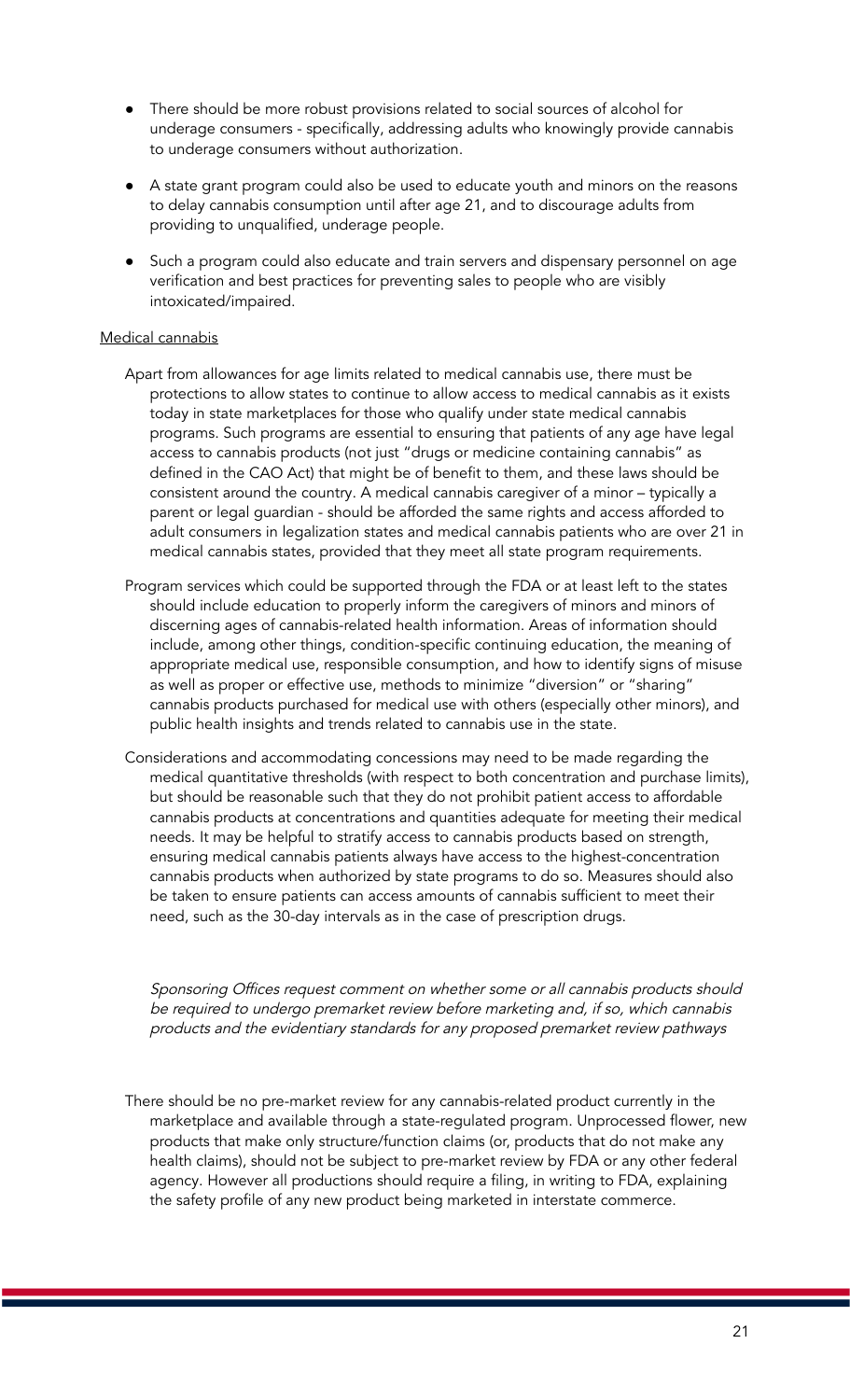- There should be more robust provisions related to social sources of alcohol for underage consumers - specifically, addressing adults who knowingly provide cannabis to underage consumers without authorization.
- A state grant program could also be used to educate youth and minors on the reasons to delay cannabis consumption until after age 21, and to discourage adults from providing to unqualified, underage people.
- Such a program could also educate and train servers and dispensary personnel on age verification and best practices for preventing sales to people who are visibly intoxicated/impaired.

<u>Medical cannabis</u>

Apart from allowances for age limits related to medical cannabis use, there must be protections to allow states to continue to allow access to medical cannabis as it exists today in state marketplaces for those who qualify under state medical cannabis programs. Such programs are essential to ensuring that patients of any age have legal access to cannabis products (not just "drugs or medicine containing cannabis" as defined in the CAO Act) that might be of benefit to them, and these laws should be consistent around the country. A medical cannabis caregiver of a minor – typically a parent or legal guardian - should be afforded the same rights and access afforded to adult consumers in legalization states and medical cannabis patients who are over 21 in medical cannabis states, provided that they meet all state program requirements.

Program services which could be supported through the FDA or at least left to the states should include education to properly inform the caregivers of minors and minors of discerning ages of cannabis-related health information. Areas of information should include, among other things, condition-specific continuing education, the meaning of appropriate medical use, responsible consumption, and how to identify signs of misuse as well as proper or effective use, methods to minimize "diversion" or "sharing" cannabis products purchased for medical use with others (especially other minors), and public health insights and trends related to cannabis use in the state.

Considerations and accommodating concessions may need to be made regarding the medical quantitative thresholds (with respect to both concentration and purchase limits), but should be reasonable such that they do not prohibit patient access to affordable cannabis products at concentrations and quantities adequate for meeting their medical needs. It may be helpful to stratify access to cannabis products based on strength, ensuring medical cannabis patients always have access to the highest-concentration cannabis products when authorized by state programs to do so. Measures should also be taken to ensure patients can access amounts of cannabis sufficient to meet their need, such as the 30-day intervals as in the case of prescription drugs.

*Sponsoring Offices request comment on whether some or all cannabis products should be required to undergo premarket review before marketing and, if so, which cannabis products and the evidentiary standards for any proposed premarket review pathways*

There should be no pre-market review for any cannabis-related product currently in the marketplace and available through a state-regulated program. Unprocessed flower, new products that make only structure/function claims (or, products that do not make any health claims), should not be subject to pre-market review by FDA or any other federal agency. However all productions should require a filing, in writing to FDA, explaining the safety profile of any new product being marketed in interstate commerce.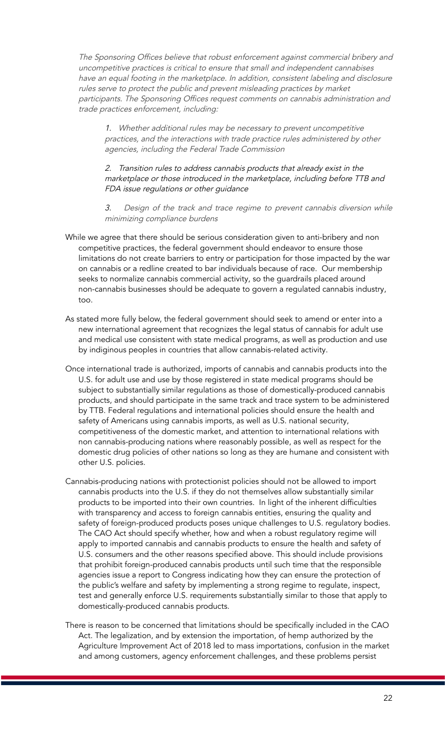*The Sponsoring Offices believe that robust enforcement against commercial bribery and uncompetitive practices is critical to ensure that small and independent cannabises have an equal footing in the marketplace. In addition, consistent labeling and disclosure rules serve to protect the public and prevent misleading practices by market participants. The Sponsoring Offices request comments on cannabis administration and trade practices enforcement, including:*

> *1. Whether additional rules may be necessary to prevent uncompetitive practices, and the interactions with trade practice rules administered by other agencies, including the Federal Trade Commission*
>
> *2. Transition rules to address cannabis products that already exist in the marketplace or those introduced in the marketplace, including before TTB and FDA issue regulations or other guidance*
>
> *3. Design of the track and trace regime to prevent cannabis diversion while minimizing compliance burdens*

While we agree that there should be serious consideration given to anti-bribery and non competitive practices, the federal government should endeavor to ensure those limitations do not create barriers to entry or participation for those impacted by the war on cannabis or a redline created to bar individuals because of race. Our membership seeks to normalize cannabis commercial activity, so the guardrails placed around non-cannabis businesses should be adequate to govern a regulated cannabis industry, too.

As stated more fully below, the federal government should seek to amend or enter into a new international agreement that recognizes the legal status of cannabis for adult use and medical use consistent with state medical programs, as well as production and use by indiginous peoples in countries that allow cannabis-related activity.

Once international trade is authorized, imports of cannabis and cannabis products into the U.S. for adult use and use by those registered in state medical programs should be subject to substantially similar regulations as those of domestically-produced cannabis products, and should participate in the same track and trace system to be administered by TTB. Federal regulations and international policies should ensure the health and safety of Americans using cannabis imports, as well as U.S. national security, competitiveness of the domestic market, and attention to international relations with non cannabis-producing nations where reasonably possible, as well as respect for the domestic drug policies of other nations so long as they are humane and consistent with other U.S. policies.

Cannabis-producing nations with protectionist policies should not be allowed to import cannabis products into the U.S. if they do not themselves allow substantially similar products to be imported into their own countries. In light of the inherent difficulties with transparency and access to foreign cannabis entities, ensuring the quality and safety of foreign-produced products poses unique challenges to U.S. regulatory bodies. The CAO Act should specify whether, how and when a robust regulatory regime will apply to imported cannabis and cannabis products to ensure the health and safety of U.S. consumers and the other reasons specified above. This should include provisions that prohibit foreign-produced cannabis products until such time that the responsible agencies issue a report to Congress indicating how they can ensure the protection of the public's welfare and safety by implementing a strong regime to regulate, inspect, test and generally enforce U.S. requirements substantially similar to those that apply to domestically-produced cannabis products.

There is reason to be concerned that limitations should be specifically included in the CAO Act. The legalization, and by extension the importation, of hemp authorized by the Agriculture Improvement Act of 2018 led to mass importations, confusion in the market and among customers, agency enforcement challenges, and these problems persist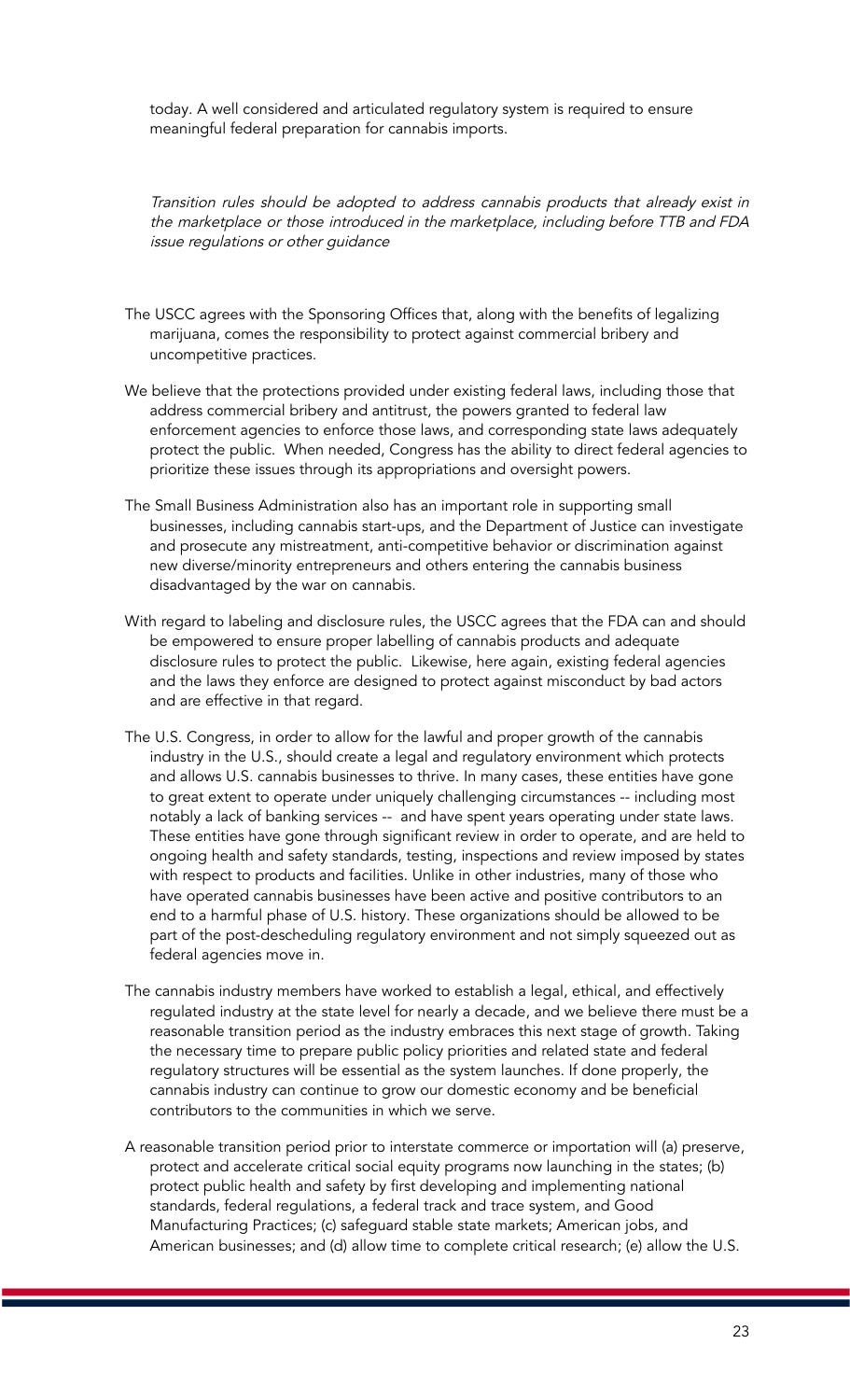today. A well considered and articulated regulatory system is required to ensure meaningful federal preparation for cannabis imports.

*Transition rules should be adopted to address cannabis products that already exist in the marketplace or those introduced in the marketplace, including before TTB and FDA issue regulations or other guidance*

The USCC agrees with the Sponsoring Offices that, along with the benefits of legalizing marijuana, comes the responsibility to protect against commercial bribery and uncompetitive practices.

We believe that the protections provided under existing federal laws, including those that address commercial bribery and antitrust, the powers granted to federal law enforcement agencies to enforce those laws, and corresponding state laws adequately protect the public. When needed, Congress has the ability to direct federal agencies to prioritize these issues through its appropriations and oversight powers.

The Small Business Administration also has an important role in supporting small businesses, including cannabis start-ups, and the Department of Justice can investigate and prosecute any mistreatment, anti-competitive behavior or discrimination against new diverse/minority entrepreneurs and others entering the cannabis business disadvantaged by the war on cannabis.

With regard to labeling and disclosure rules, the USCC agrees that the FDA can and should be empowered to ensure proper labelling of cannabis products and adequate disclosure rules to protect the public. Likewise, here again, existing federal agencies and the laws they enforce are designed to protect against misconduct by bad actors and are effective in that regard.

The U.S. Congress, in order to allow for the lawful and proper growth of the cannabis industry in the U.S., should create a legal and regulatory environment which protects and allows U.S. cannabis businesses to thrive. In many cases, these entities have gone to great extent to operate under uniquely challenging circumstances -- including most notably a lack of banking services -- and have spent years operating under state laws. These entities have gone through significant review in order to operate, and are held to ongoing health and safety standards, testing, inspections and review imposed by states with respect to products and facilities. Unlike in other industries, many of those who have operated cannabis businesses have been active and positive contributors to an end to a harmful phase of U.S. history. These organizations should be allowed to be part of the post-descheduling regulatory environment and not simply squeezed out as federal agencies move in.

The cannabis industry members have worked to establish a legal, ethical, and effectively regulated industry at the state level for nearly a decade, and we believe there must be a reasonable transition period as the industry embraces this next stage of growth. Taking the necessary time to prepare public policy priorities and related state and federal regulatory structures will be essential as the system launches. If done properly, the cannabis industry can continue to grow our domestic economy and be beneficial contributors to the communities in which we serve.

A reasonable transition period prior to interstate commerce or importation will (a) preserve, protect and accelerate critical social equity programs now launching in the states; (b) protect public health and safety by first developing and implementing national standards, federal regulations, a federal track and trace system, and Good Manufacturing Practices; (c) safeguard stable state markets; American jobs, and American businesses; and (d) allow time to complete critical research; (e) allow the U.S.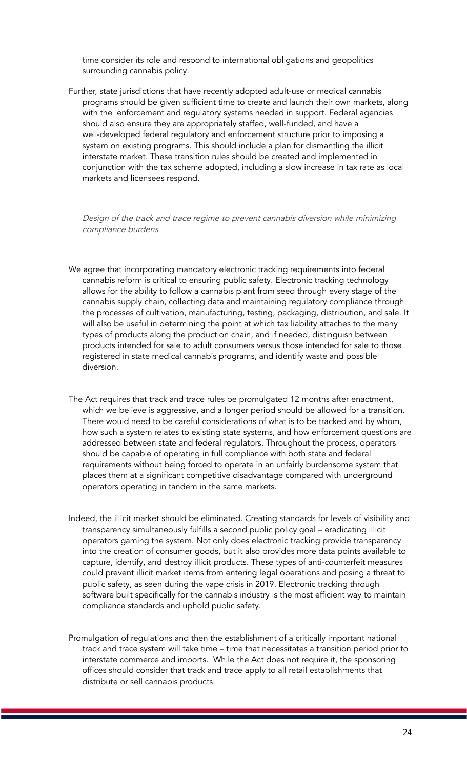time consider its role and respond to international obligations and geopolitics surrounding cannabis policy.

Further, state jurisdictions that have recently adopted adult-use or medical cannabis programs should be given sufficient time to create and launch their own markets, along with the enforcement and regulatory systems needed in support. Federal agencies should also ensure they are appropriately staffed, well-funded, and have a well-developed federal regulatory and enforcement structure prior to imposing a system on existing programs. This should include a plan for dismantling the illicit interstate market. These transition rules should be created and implemented in conjunction with the tax scheme adopted, including a slow increase in tax rate as local markets and licensees respond.

*Design of the track and trace regime to prevent cannabis diversion while minimizing compliance burdens*

We agree that incorporating mandatory electronic tracking requirements into federal cannabis reform is critical to ensuring public safety. Electronic tracking technology allows for the ability to follow a cannabis plant from seed through every stage of the cannabis supply chain, collecting data and maintaining regulatory compliance through the processes of cultivation, manufacturing, testing, packaging, distribution, and sale. It will also be useful in determining the point at which tax liability attaches to the many types of products along the production chain, and if needed, distinguish between products intended for sale to adult consumers versus those intended for sale to those registered in state medical cannabis programs, and identify waste and possible diversion.

The Act requires that track and trace rules be promulgated 12 months after enactment, which we believe is aggressive, and a longer period should be allowed for a transition. There would need to be careful considerations of what is to be tracked and by whom, how such a system relates to existing state systems, and how enforcement questions are addressed between state and federal regulators. Throughout the process, operators should be capable of operating in full compliance with both state and federal requirements without being forced to operate in an unfairly burdensome system that places them at a significant competitive disadvantage compared with underground operators operating in tandem in the same markets.

Indeed, the illicit market should be eliminated. Creating standards for levels of visibility and transparency simultaneously fulfills a second public policy goal – eradicating illicit operators gaming the system. Not only does electronic tracking provide transparency into the creation of consumer goods, but it also provides more data points available to capture, identify, and destroy illicit products. These types of anti-counterfeit measures could prevent illicit market items from entering legal operations and posing a threat to public safety, as seen during the vape crisis in 2019. Electronic tracking through software built specifically for the cannabis industry is the most efficient way to maintain compliance standards and uphold public safety.

Promulgation of regulations and then the establishment of a critically important national track and trace system will take time – time that necessitates a transition period prior to interstate commerce and imports. While the Act does not require it, the sponsoring offices should consider that track and trace apply to all retail establishments that distribute or sell cannabis products.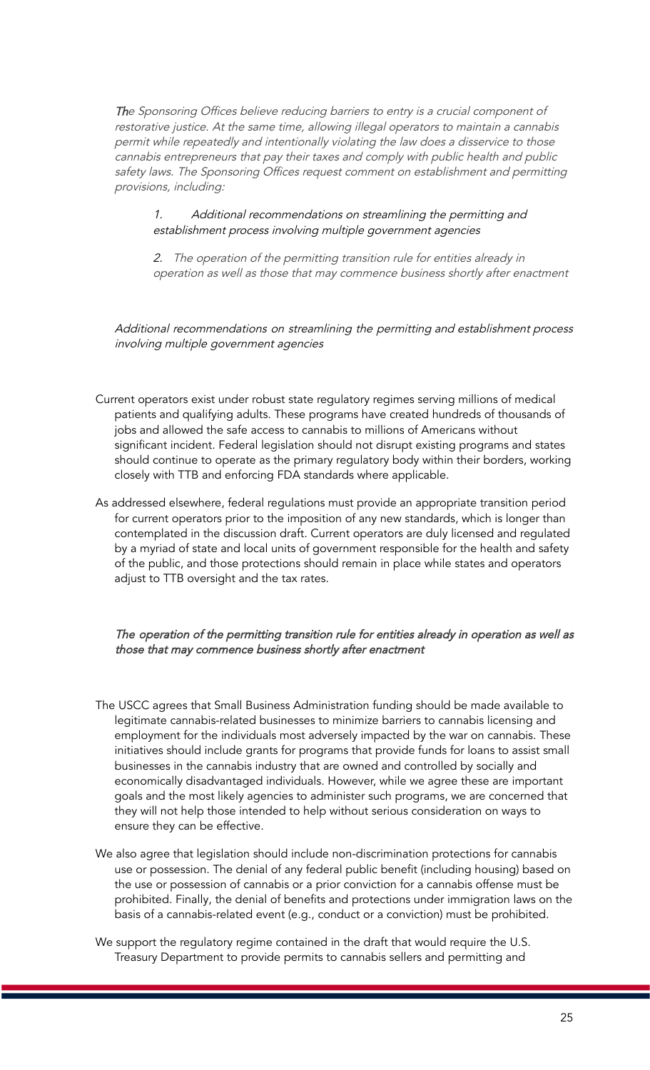*The Sponsoring Offices believe reducing barriers to entry is a crucial component of restorative justice. At the same time, allowing illegal operators to maintain a cannabis permit while repeatedly and intentionally violating the law does a disservice to those cannabis entrepreneurs that pay their taxes and comply with public health and public safety laws. The Sponsoring Offices request comment on establishment and permitting provisions, including:*

> *1. Additional recommendations on streamlining the permitting and establishment process involving multiple government agencies*
>
> *2. The operation of the permitting transition rule for entities already in operation as well as those that may commence business shortly after enactment*

*Additional recommendations on streamlining the permitting and establishment process involving multiple government agencies*

Current operators exist under robust state regulatory regimes serving millions of medical patients and qualifying adults. These programs have created hundreds of thousands of jobs and allowed the safe access to cannabis to millions of Americans without significant incident. Federal legislation should not disrupt existing programs and states should continue to operate as the primary regulatory body within their borders, working closely with TTB and enforcing FDA standards where applicable.

As addressed elsewhere, federal regulations must provide an appropriate transition period for current operators prior to the imposition of any new standards, which is longer than contemplated in the discussion draft. Current operators are duly licensed and regulated by a myriad of state and local units of government responsible for the health and safety of the public, and those protections should remain in place while states and operators adjust to TTB oversight and the tax rates.

*The operation of the permitting transition rule for entities already in operation as well as those that may commence business shortly after enactment*

The USCC agrees that Small Business Administration funding should be made available to legitimate cannabis-related businesses to minimize barriers to cannabis licensing and employment for the individuals most adversely impacted by the war on cannabis. These initiatives should include grants for programs that provide funds for loans to assist small businesses in the cannabis industry that are owned and controlled by socially and economically disadvantaged individuals. However, while we agree these are important goals and the most likely agencies to administer such programs, we are concerned that they will not help those intended to help without serious consideration on ways to ensure they can be effective.

We also agree that legislation should include non-discrimination protections for cannabis use or possession. The denial of any federal public benefit (including housing) based on the use or possession of cannabis or a prior conviction for a cannabis offense must be prohibited. Finally, the denial of benefits and protections under immigration laws on the basis of a cannabis-related event (e.g., conduct or a conviction) must be prohibited.

We support the regulatory regime contained in the draft that would require the U.S. Treasury Department to provide permits to cannabis sellers and permitting and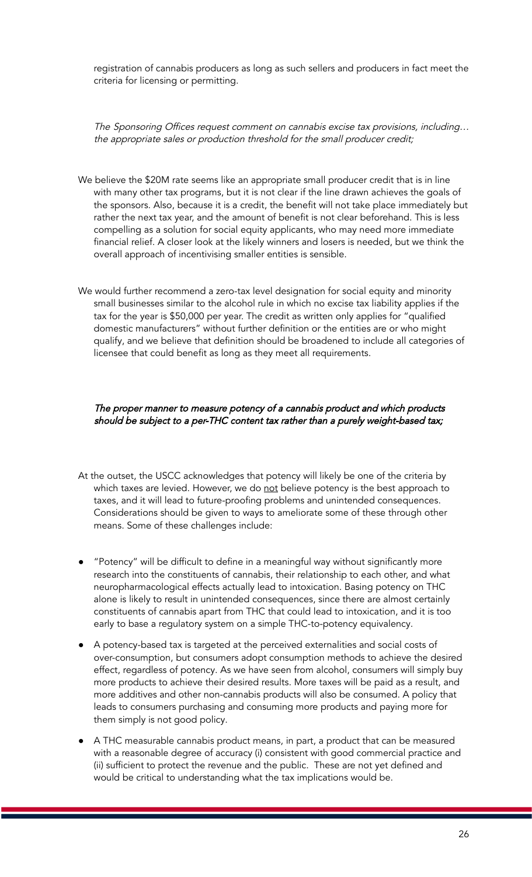registration of cannabis producers as long as such sellers and producers in fact meet the criteria for licensing or permitting.

*The Sponsoring Offices request comment on cannabis excise tax provisions, including… the appropriate sales or production threshold for the small producer credit;*

We believe the $20M rate seems like an appropriate small producer credit that is in line with many other tax programs, but it is not clear if the line drawn achieves the goals of the sponsors. Also, because it is a credit, the benefit will not take place immediately but rather the next tax year, and the amount of benefit is not clear beforehand. This is less compelling as a solution for social equity applicants, who may need more immediate financial relief. A closer look at the likely winners and losers is needed, but we think the overall approach of incentivising smaller entities is sensible.

We would further recommend a zero-tax level designation for social equity and minority small businesses similar to the alcohol rule in which no excise tax liability applies if the tax for the year is $50,000 per year. The credit as written only applies for "qualified domestic manufacturers" without further definition or the entities are or who might qualify, and we believe that definition should be broadened to include all categories of licensee that could benefit as long as they meet all requirements.

***The proper manner to measure potency of a cannabis product and which products should be subject to a per-THC content tax rather than a purely weight-based tax;***

At the outset, the USCC acknowledges that potency will likely be one of the criteria by which taxes are levied. However, we do <u>not</u> believe potency is the best approach to taxes, and it will lead to future-proofing problems and unintended consequences. Considerations should be given to ways to ameliorate some of these through other means. Some of these challenges include:

- "Potency" will be difficult to define in a meaningful way without significantly more research into the constituents of cannabis, their relationship to each other, and what neuropharmacological effects actually lead to intoxication. Basing potency on THC alone is likely to result in unintended consequences, since there are almost certainly constituents of cannabis apart from THC that could lead to intoxication, and it is too early to base a regulatory system on a simple THC-to-potency equivalency.
- A potency-based tax is targeted at the perceived externalities and social costs of over-consumption, but consumers adopt consumption methods to achieve the desired effect, regardless of potency. As we have seen from alcohol, consumers will simply buy more products to achieve their desired results. More taxes will be paid as a result, and more additives and other non-cannabis products will also be consumed. A policy that leads to consumers purchasing and consuming more products and paying more for them simply is not good policy.
- A THC measurable cannabis product means, in part, a product that can be measured with a reasonable degree of accuracy (i) consistent with good commercial practice and (ii) sufficient to protect the revenue and the public. These are not yet defined and would be critical to understanding what the tax implications would be.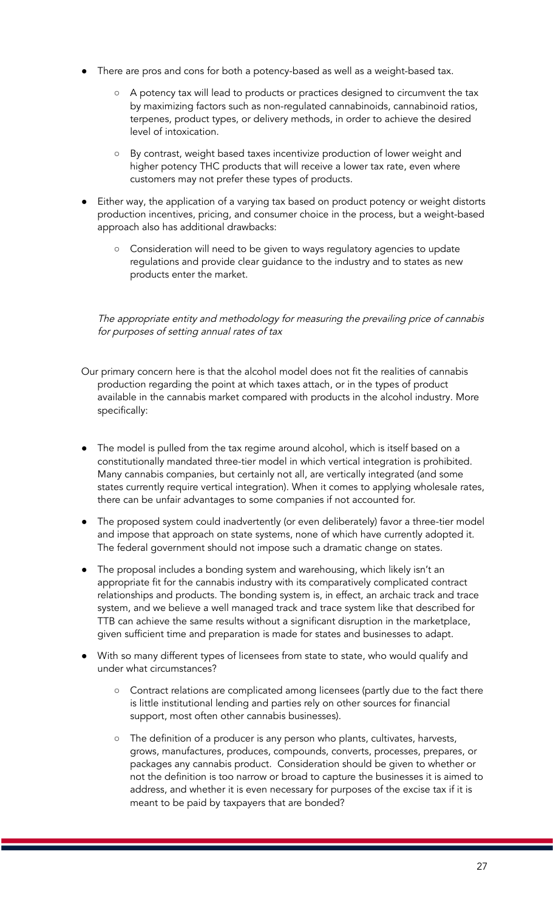- There are pros and cons for both a potency-based as well as a weight-based tax.
    - A potency tax will lead to products or practices designed to circumvent the tax by maximizing factors such as non-regulated cannabinoids, cannabinoid ratios, terpenes, product types, or delivery methods, in order to achieve the desired level of intoxication.
    - By contrast, weight based taxes incentivize production of lower weight and higher potency THC products that will receive a lower tax rate, even where customers may not prefer these types of products.
- Either way, the application of a varying tax based on product potency or weight distorts production incentives, pricing, and consumer choice in the process, but a weight-based approach also has additional drawbacks:
    - Consideration will need to be given to ways regulatory agencies to update regulations and provide clear guidance to the industry and to states as new products enter the market.

*The appropriate entity and methodology for measuring the prevailing price of cannabis for purposes of setting annual rates of tax*

Our primary concern here is that the alcohol model does not fit the realities of cannabis production regarding the point at which taxes attach, or in the types of product available in the cannabis market compared with products in the alcohol industry. More specifically:

- The model is pulled from the tax regime around alcohol, which is itself based on a constitutionally mandated three-tier model in which vertical integration is prohibited. Many cannabis companies, but certainly not all, are vertically integrated (and some states currently require vertical integration). When it comes to applying wholesale rates, there can be unfair advantages to some companies if not accounted for.
- The proposed system could inadvertently (or even deliberately) favor a three-tier model and impose that approach on state systems, none of which have currently adopted it. The federal government should not impose such a dramatic change on states.
- The proposal includes a bonding system and warehousing, which likely isn't an appropriate fit for the cannabis industry with its comparatively complicated contract relationships and products. The bonding system is, in effect, an archaic track and trace system, and we believe a well managed track and trace system like that described for TTB can achieve the same results without a significant disruption in the marketplace, given sufficient time and preparation is made for states and businesses to adapt.
- With so many different types of licensees from state to state, who would qualify and under what circumstances?
    - Contract relations are complicated among licensees (partly due to the fact there is little institutional lending and parties rely on other sources for financial support, most often other cannabis businesses).
    - The definition of a producer is any person who plants, cultivates, harvests, grows, manufactures, produces, compounds, converts, processes, prepares, or packages any cannabis product. Consideration should be given to whether or not the definition is too narrow or broad to capture the businesses it is aimed to address, and whether it is even necessary for purposes of the excise tax if it is meant to be paid by taxpayers that are bonded?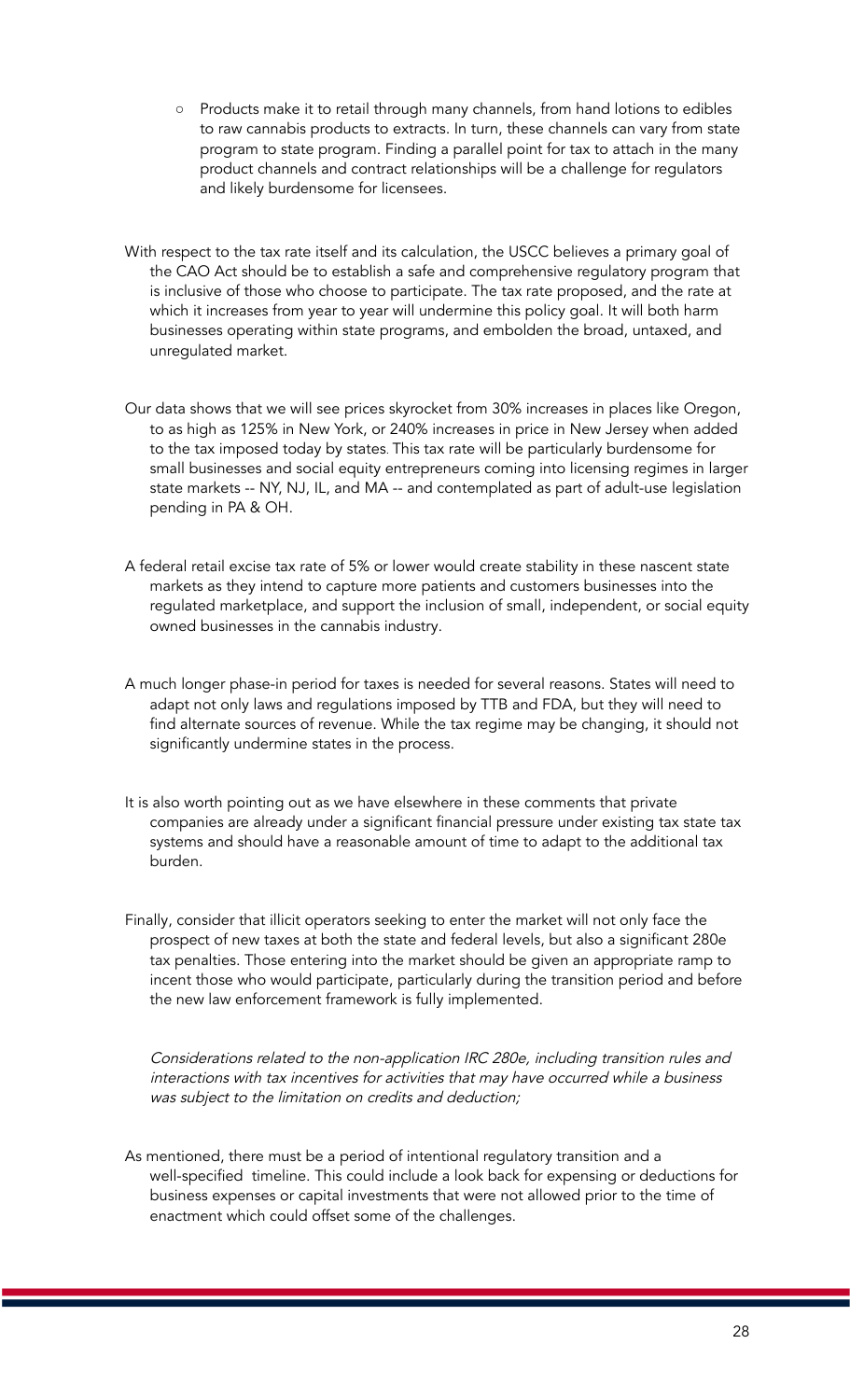- Products make it to retail through many channels, from hand lotions to edibles to raw cannabis products to extracts. In turn, these channels can vary from state program to state program. Finding a parallel point for tax to attach in the many product channels and contract relationships will be a challenge for regulators and likely burdensome for licensees.

With respect to the tax rate itself and its calculation, the USCC believes a primary goal of the CAO Act should be to establish a safe and comprehensive regulatory program that is inclusive of those who choose to participate. The tax rate proposed, and the rate at which it increases from year to year will undermine this policy goal. It will both harm businesses operating within state programs, and embolden the broad, untaxed, and unregulated market.

Our data shows that we will see prices skyrocket from 30% increases in places like Oregon, to as high as 125% in New York, or 240% increases in price in New Jersey when added to the tax imposed today by states. This tax rate will be particularly burdensome for small businesses and social equity entrepreneurs coming into licensing regimes in larger state markets -- NY, NJ, IL, and MA -- and contemplated as part of adult-use legislation pending in PA & OH.

A federal retail excise tax rate of 5% or lower would create stability in these nascent state markets as they intend to capture more patients and customers businesses into the regulated marketplace, and support the inclusion of small, independent, or social equity owned businesses in the cannabis industry.

A much longer phase-in period for taxes is needed for several reasons. States will need to adapt not only laws and regulations imposed by TTB and FDA, but they will need to find alternate sources of revenue. While the tax regime may be changing, it should not significantly undermine states in the process.

It is also worth pointing out as we have elsewhere in these comments that private companies are already under a significant financial pressure under existing tax state tax systems and should have a reasonable amount of time to adapt to the additional tax burden.

Finally, consider that illicit operators seeking to enter the market will not only face the prospect of new taxes at both the state and federal levels, but also a significant 280e tax penalties. Those entering into the market should be given an appropriate ramp to incent those who would participate, particularly during the transition period and before the new law enforcement framework is fully implemented.

*Considerations related to the non-application IRC 280e, including transition rules and interactions with tax incentives for activities that may have occurred while a business was subject to the limitation on credits and deduction;*

As mentioned, there must be a period of intentional regulatory transition and a well-specified timeline. This could include a look back for expensing or deductions for business expenses or capital investments that were not allowed prior to the time of enactment which could offset some of the challenges.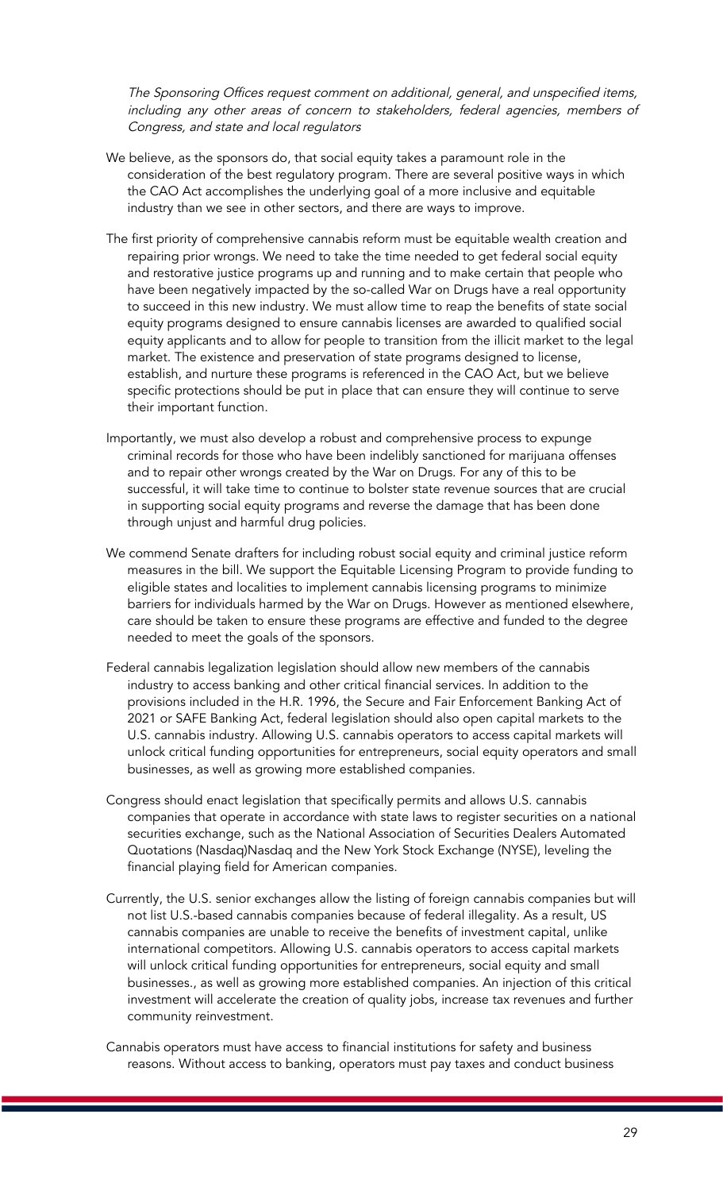*The Sponsoring Offices request comment on additional, general, and unspecified items, including any other areas of concern to stakeholders, federal agencies, members of Congress, and state and local regulators*

We believe, as the sponsors do, that social equity takes a paramount role in the consideration of the best regulatory program. There are several positive ways in which the CAO Act accomplishes the underlying goal of a more inclusive and equitable industry than we see in other sectors, and there are ways to improve.

The first priority of comprehensive cannabis reform must be equitable wealth creation and repairing prior wrongs. We need to take the time needed to get federal social equity and restorative justice programs up and running and to make certain that people who have been negatively impacted by the so-called War on Drugs have a real opportunity to succeed in this new industry. We must allow time to reap the benefits of state social equity programs designed to ensure cannabis licenses are awarded to qualified social equity applicants and to allow for people to transition from the illicit market to the legal market. The existence and preservation of state programs designed to license, establish, and nurture these programs is referenced in the CAO Act, but we believe specific protections should be put in place that can ensure they will continue to serve their important function.

Importantly, we must also develop a robust and comprehensive process to expunge criminal records for those who have been indelibly sanctioned for marijuana offenses and to repair other wrongs created by the War on Drugs. For any of this to be successful, it will take time to continue to bolster state revenue sources that are crucial in supporting social equity programs and reverse the damage that has been done through unjust and harmful drug policies.

We commend Senate drafters for including robust social equity and criminal justice reform measures in the bill. We support the Equitable Licensing Program to provide funding to eligible states and localities to implement cannabis licensing programs to minimize barriers for individuals harmed by the War on Drugs. However as mentioned elsewhere, care should be taken to ensure these programs are effective and funded to the degree needed to meet the goals of the sponsors.

Federal cannabis legalization legislation should allow new members of the cannabis industry to access banking and other critical financial services. In addition to the provisions included in the H.R. 1996, the Secure and Fair Enforcement Banking Act of 2021 or SAFE Banking Act, federal legislation should also open capital markets to the U.S. cannabis industry. Allowing U.S. cannabis operators to access capital markets will unlock critical funding opportunities for entrepreneurs, social equity operators and small businesses, as well as growing more established companies.

Congress should enact legislation that specifically permits and allows U.S. cannabis companies that operate in accordance with state laws to register securities on a national securities exchange, such as the National Association of Securities Dealers Automated Quotations (Nasdaq)Nasdaq and the New York Stock Exchange (NYSE), leveling the financial playing field for American companies.

Currently, the U.S. senior exchanges allow the listing of foreign cannabis companies but will not list U.S.-based cannabis companies because of federal illegality. As a result, US cannabis companies are unable to receive the benefits of investment capital, unlike international competitors. Allowing U.S. cannabis operators to access capital markets will unlock critical funding opportunities for entrepreneurs, social equity and small businesses., as well as growing more established companies. An injection of this critical investment will accelerate the creation of quality jobs, increase tax revenues and further community reinvestment.

Cannabis operators must have access to financial institutions for safety and business reasons. Without access to banking, operators must pay taxes and conduct business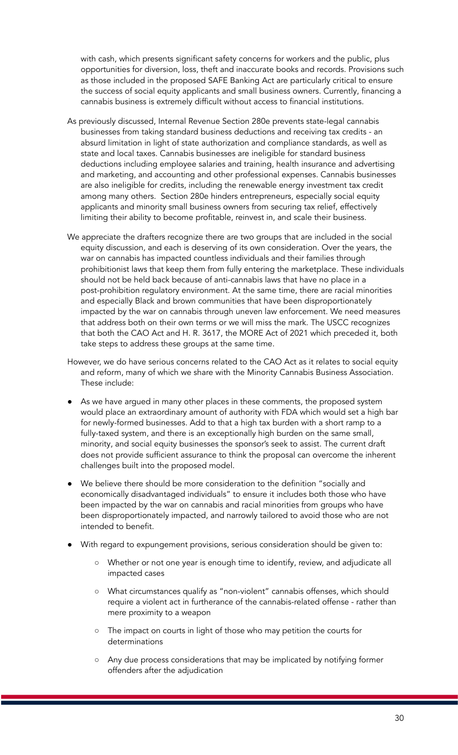with cash, which presents significant safety concerns for workers and the public, plus opportunities for diversion, loss, theft and inaccurate books and records. Provisions such as those included in the proposed SAFE Banking Act are particularly critical to ensure the success of social equity applicants and small business owners. Currently, financing a cannabis business is extremely difficult without access to financial institutions.

As previously discussed, Internal Revenue Section 280e prevents state-legal cannabis businesses from taking standard business deductions and receiving tax credits - an absurd limitation in light of state authorization and compliance standards, as well as state and local taxes. Cannabis businesses are ineligible for standard business deductions including employee salaries and training, health insurance and advertising and marketing, and accounting and other professional expenses. Cannabis businesses are also ineligible for credits, including the renewable energy investment tax credit among many others. Section 280e hinders entrepreneurs, especially social equity applicants and minority small business owners from securing tax relief, effectively limiting their ability to become profitable, reinvest in, and scale their business.

We appreciate the drafters recognize there are two groups that are included in the social equity discussion, and each is deserving of its own consideration. Over the years, the war on cannabis has impacted countless individuals and their families through prohibitionist laws that keep them from fully entering the marketplace. These individuals should not be held back because of anti-cannabis laws that have no place in a post-prohibition regulatory environment. At the same time, there are racial minorities and especially Black and brown communities that have been disproportionately impacted by the war on cannabis through uneven law enforcement. We need measures that address both on their own terms or we will miss the mark. The USCC recognizes that both the CAO Act and H. R. 3617, the MORE Act of 2021 which preceded it, both take steps to address these groups at the same time.

However, we do have serious concerns related to the CAO Act as it relates to social equity and reform, many of which we share with the Minority Cannabis Business Association. These include:

- As we have argued in many other places in these comments, the proposed system would place an extraordinary amount of authority with FDA which would set a high bar for newly-formed businesses. Add to that a high tax burden with a short ramp to a fully-taxed system, and there is an exceptionally high burden on the same small, minority, and social equity businesses the sponsor's seek to assist. The current draft does not provide sufficient assurance to think the proposal can overcome the inherent challenges built into the proposed model.
- We believe there should be more consideration to the definition "socially and economically disadvantaged individuals" to ensure it includes both those who have been impacted by the war on cannabis and racial minorities from groups who have been disproportionately impacted, and narrowly tailored to avoid those who are not intended to benefit.
- With regard to expungement provisions, serious consideration should be given to:
  - Whether or not one year is enough time to identify, review, and adjudicate all impacted cases
  - What circumstances qualify as "non-violent" cannabis offenses, which should require a violent act in furtherance of the cannabis-related offense - rather than mere proximity to a weapon
  - The impact on courts in light of those who may petition the courts for determinations
  - Any due process considerations that may be implicated by notifying former offenders after the adjudication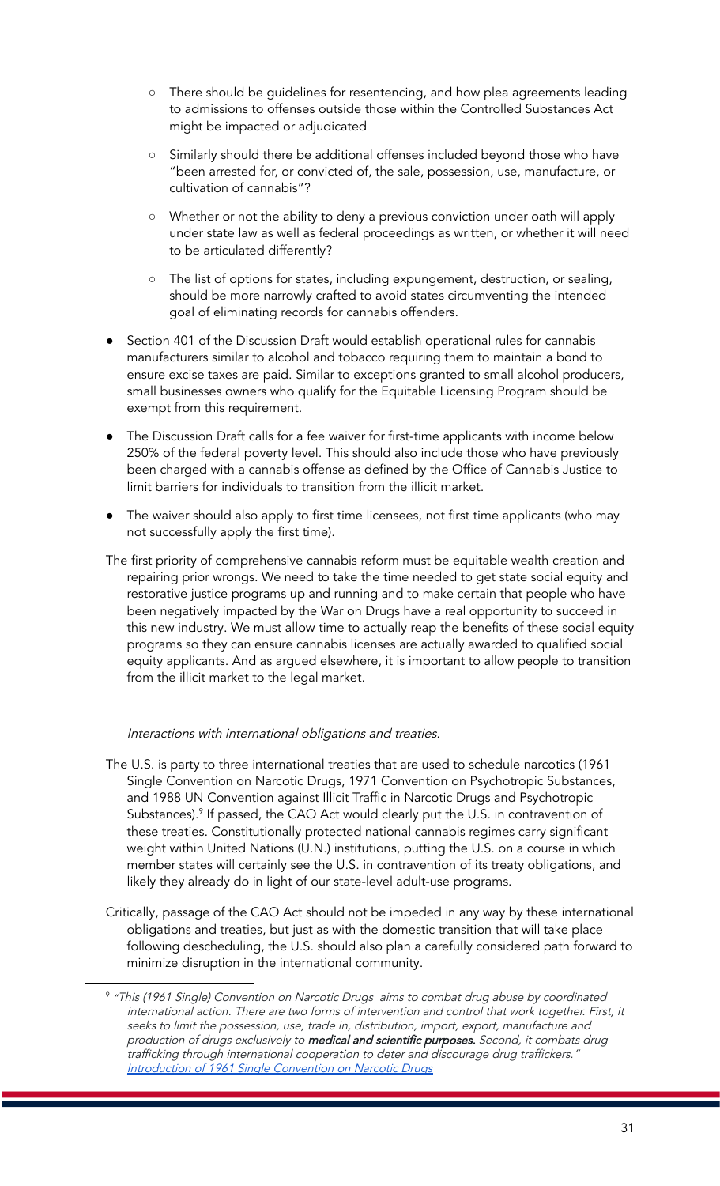- There should be guidelines for resentencing, and how plea agreements leading to admissions to offenses outside those within the Controlled Substances Act might be impacted or adjudicated
  - Similarly should there be additional offenses included beyond those who have "been arrested for, or convicted of, the sale, possession, use, manufacture, or cultivation of cannabis"?
  - Whether or not the ability to deny a previous conviction under oath will apply under state law as well as federal proceedings as written, or whether it will need to be articulated differently?
  - The list of options for states, including expungement, destruction, or sealing, should be more narrowly crafted to avoid states circumventing the intended goal of eliminating records for cannabis offenders.
- Section 401 of the Discussion Draft would establish operational rules for cannabis manufacturers similar to alcohol and tobacco requiring them to maintain a bond to ensure excise taxes are paid. Similar to exceptions granted to small alcohol producers, small businesses owners who qualify for the Equitable Licensing Program should be exempt from this requirement.
- The Discussion Draft calls for a fee waiver for first-time applicants with income below 250% of the federal poverty level. This should also include those who have previously been charged with a cannabis offense as defined by the Office of Cannabis Justice to limit barriers for individuals to transition from the illicit market.
- The waiver should also apply to first time licensees, not first time applicants (who may not successfully apply the first time).

The first priority of comprehensive cannabis reform must be equitable wealth creation and repairing prior wrongs. We need to take the time needed to get state social equity and restorative justice programs up and running and to make certain that people who have been negatively impacted by the War on Drugs have a real opportunity to succeed in this new industry. We must allow time to actually reap the benefits of these social equity programs so they can ensure cannabis licenses are actually awarded to qualified social equity applicants. And as argued elsewhere, it is important to allow people to transition from the illicit market to the legal market.

*Interactions with international obligations and treaties.*

The U.S. is party to three international treaties that are used to schedule narcotics (1961 Single Convention on Narcotic Drugs, 1971 Convention on Psychotropic Substances, and 1988 UN Convention against Illicit Traffic in Narcotic Drugs and Psychotropic Substances).[9] If passed, the CAO Act would clearly put the U.S. in contravention of these treaties. Constitutionally protected national cannabis regimes carry significant weight within United Nations (U.N.) institutions, putting the U.S. on a course in which member states will certainly see the U.S. in contravention of its treaty obligations, and likely they already do in light of our state-level adult-use programs.

Critically, passage of the CAO Act should not be impeded in any way by these international obligations and treaties, but just as with the domestic transition that will take place following descheduling, the U.S. should also plan a carefully considered path forward to minimize disruption in the international community.

---

[9] *"This (1961 Single) Convention on Narcotic Drugs aims to combat drug abuse by coordinated international action. There are two forms of intervention and control that work together. First, it seeks to limit the possession, use, trade in, distribution, import, export, manufacture and production of drugs exclusively to **medical and scientific purposes.** Second, it combats drug trafficking through international cooperation to deter and discourage drug traffickers."* *Introduction of 1961 Single Convention on Narcotic Drugs*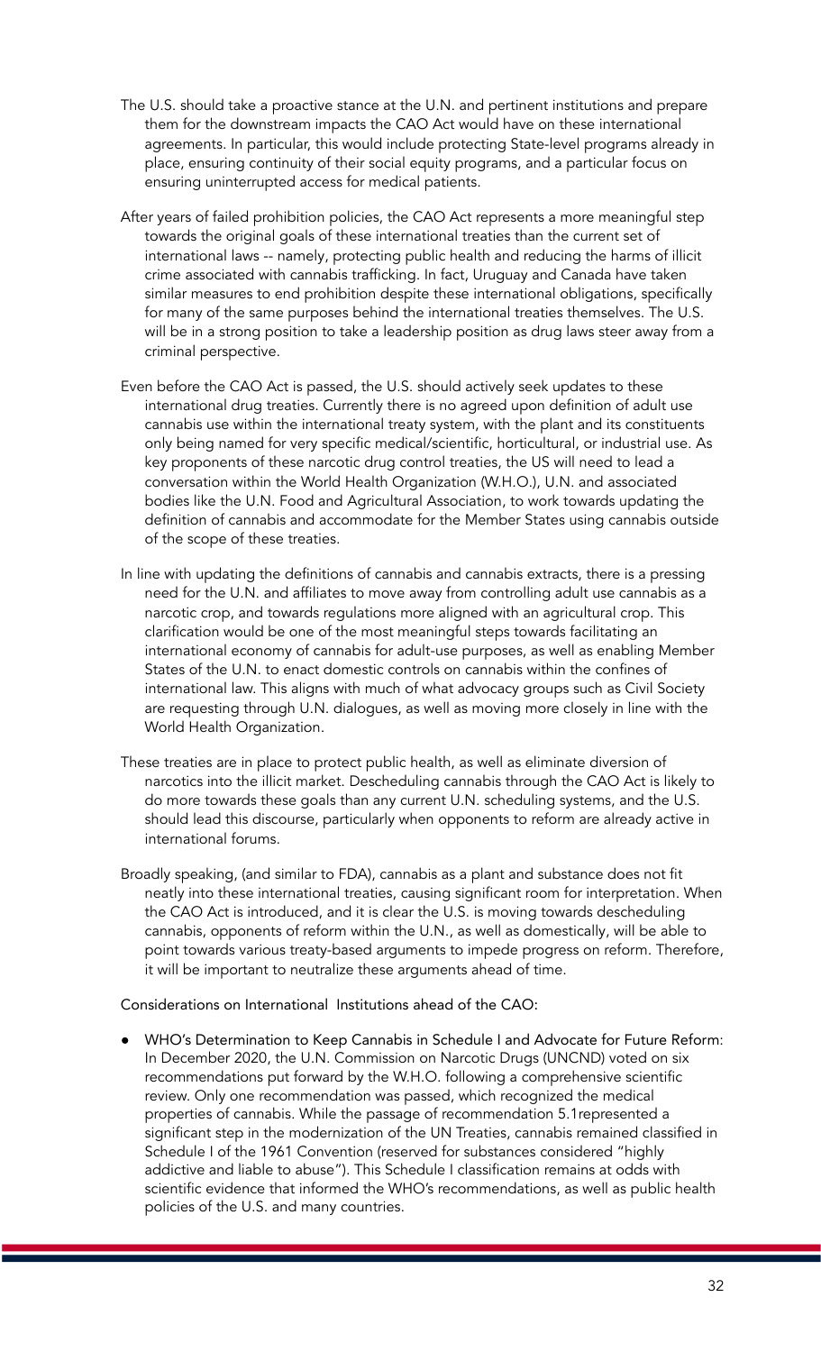The U.S. should take a proactive stance at the U.N. and pertinent institutions and prepare them for the downstream impacts the CAO Act would have on these international agreements. In particular, this would include protecting State-level programs already in place, ensuring continuity of their social equity programs, and a particular focus on ensuring uninterrupted access for medical patients.

After years of failed prohibition policies, the CAO Act represents a more meaningful step towards the original goals of these international treaties than the current set of international laws -- namely, protecting public health and reducing the harms of illicit crime associated with cannabis trafficking. In fact, Uruguay and Canada have taken similar measures to end prohibition despite these international obligations, specifically for many of the same purposes behind the international treaties themselves. The U.S. will be in a strong position to take a leadership position as drug laws steer away from a criminal perspective.

Even before the CAO Act is passed, the U.S. should actively seek updates to these international drug treaties. Currently there is no agreed upon definition of adult use cannabis use within the international treaty system, with the plant and its constituents only being named for very specific medical/scientific, horticultural, or industrial use. As key proponents of these narcotic drug control treaties, the US will need to lead a conversation within the World Health Organization (W.H.O.), U.N. and associated bodies like the U.N. Food and Agricultural Association, to work towards updating the definition of cannabis and accommodate for the Member States using cannabis outside of the scope of these treaties.

In line with updating the definitions of cannabis and cannabis extracts, there is a pressing need for the U.N. and affiliates to move away from controlling adult use cannabis as a narcotic crop, and towards regulations more aligned with an agricultural crop. This clarification would be one of the most meaningful steps towards facilitating an international economy of cannabis for adult-use purposes, as well as enabling Member States of the U.N. to enact domestic controls on cannabis within the confines of international law. This aligns with much of what advocacy groups such as Civil Society are requesting through U.N. dialogues, as well as moving more closely in line with the World Health Organization.

These treaties are in place to protect public health, as well as eliminate diversion of narcotics into the illicit market. Descheduling cannabis through the CAO Act is likely to do more towards these goals than any current U.N. scheduling systems, and the U.S. should lead this discourse, particularly when opponents to reform are already active in international forums.

Broadly speaking, (and similar to FDA), cannabis as a plant and substance does not fit neatly into these international treaties, causing significant room for interpretation. When the CAO Act is introduced, and it is clear the U.S. is moving towards descheduling cannabis, opponents of reform within the U.N., as well as domestically, will be able to point towards various treaty-based arguments to impede progress on reform. Therefore, it will be important to neutralize these arguments ahead of time.

Considerations on International Institutions ahead of the CAO:

- WHO's Determination to Keep Cannabis in Schedule I and Advocate for Future Reform: In December 2020, the U.N. Commission on Narcotic Drugs (UNCND) voted on six recommendations put forward by the W.H.O. following a comprehensive scientific review. Only one recommendation was passed, which recognized the medical properties of cannabis. While the passage of recommendation 5.1represented a significant step in the modernization of the UN Treaties, cannabis remained classified in Schedule I of the 1961 Convention (reserved for substances considered "highly addictive and liable to abuse"). This Schedule I classification remains at odds with scientific evidence that informed the WHO's recommendations, as well as public health policies of the U.S. and many countries.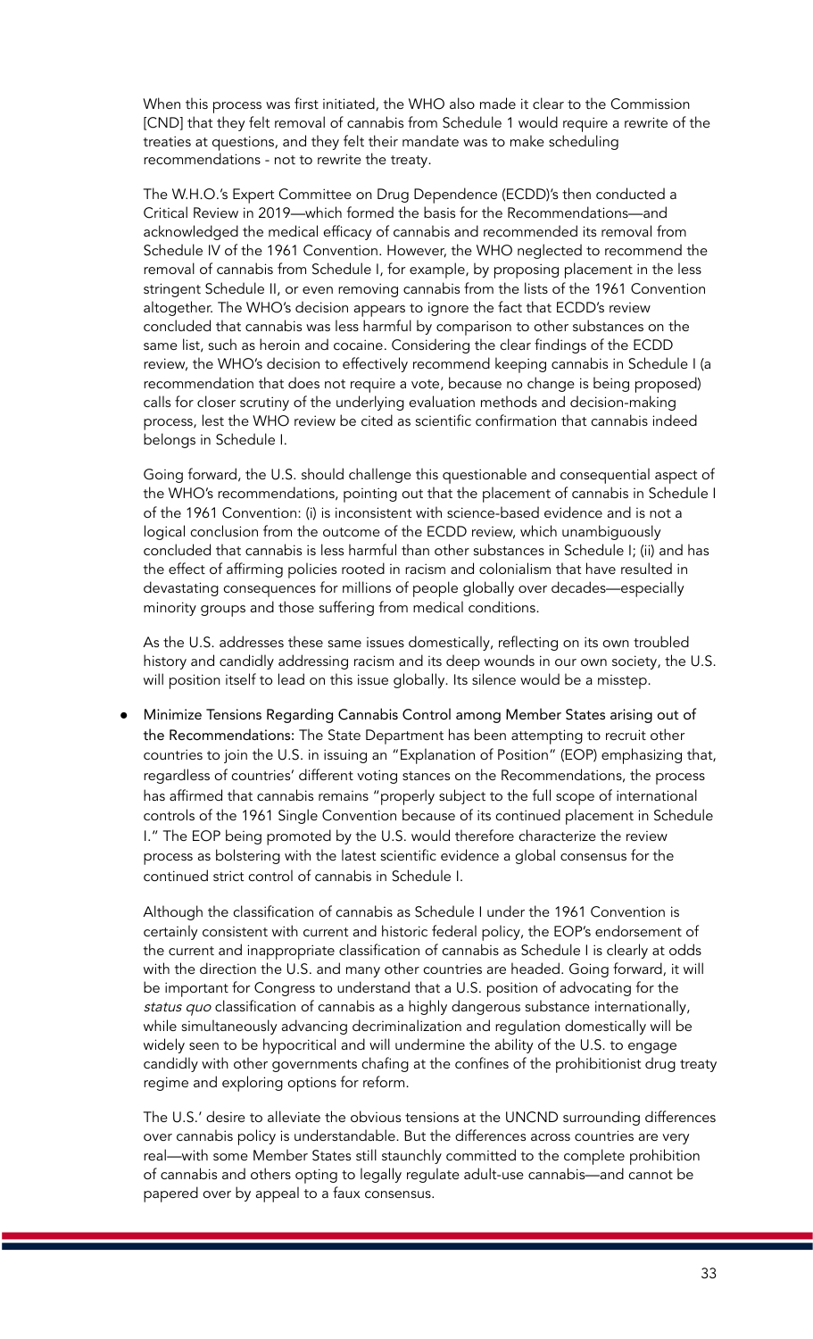When this process was first initiated, the WHO also made it clear to the Commission [CND] that they felt removal of cannabis from Schedule 1 would require a rewrite of the treaties at questions, and they felt their mandate was to make scheduling recommendations - not to rewrite the treaty.

The W.H.O.'s Expert Committee on Drug Dependence (ECDD)'s then conducted a Critical Review in 2019—which formed the basis for the Recommendations—and acknowledged the medical efficacy of cannabis and recommended its removal from Schedule IV of the 1961 Convention. However, the WHO neglected to recommend the removal of cannabis from Schedule I, for example, by proposing placement in the less stringent Schedule II, or even removing cannabis from the lists of the 1961 Convention altogether. The WHO's decision appears to ignore the fact that ECDD's review concluded that cannabis was less harmful by comparison to other substances on the same list, such as heroin and cocaine. Considering the clear findings of the ECDD review, the WHO's decision to effectively recommend keeping cannabis in Schedule I (a recommendation that does not require a vote, because no change is being proposed) calls for closer scrutiny of the underlying evaluation methods and decision-making process, lest the WHO review be cited as scientific confirmation that cannabis indeed belongs in Schedule I.

Going forward, the U.S. should challenge this questionable and consequential aspect of the WHO's recommendations, pointing out that the placement of cannabis in Schedule I of the 1961 Convention: (i) is inconsistent with science-based evidence and is not a logical conclusion from the outcome of the ECDD review, which unambiguously concluded that cannabis is less harmful than other substances in Schedule I; (ii) and has the effect of affirming policies rooted in racism and colonialism that have resulted in devastating consequences for millions of people globally over decades—especially minority groups and those suffering from medical conditions.

As the U.S. addresses these same issues domestically, reflecting on its own troubled history and candidly addressing racism and its deep wounds in our own society, the U.S. will position itself to lead on this issue globally. Its silence would be a misstep.

- Minimize Tensions Regarding Cannabis Control among Member States arising out of the Recommendations: The State Department has been attempting to recruit other countries to join the U.S. in issuing an "Explanation of Position" (EOP) emphasizing that, regardless of countries' different voting stances on the Recommendations, the process has affirmed that cannabis remains "properly subject to the full scope of international controls of the 1961 Single Convention because of its continued placement in Schedule I." The EOP being promoted by the U.S. would therefore characterize the review process as bolstering with the latest scientific evidence a global consensus for the continued strict control of cannabis in Schedule I.

  Although the classification of cannabis as Schedule I under the 1961 Convention is certainly consistent with current and historic federal policy, the EOP's endorsement of the current and inappropriate classification of cannabis as Schedule I is clearly at odds with the direction the U.S. and many other countries are headed. Going forward, it will be important for Congress to understand that a U.S. position of advocating for the *status quo* classification of cannabis as a highly dangerous substance internationally, while simultaneously advancing decriminalization and regulation domestically will be widely seen to be hypocritical and will undermine the ability of the U.S. to engage candidly with other governments chafing at the confines of the prohibitionist drug treaty regime and exploring options for reform.

  The U.S.' desire to alleviate the obvious tensions at the UNCND surrounding differences over cannabis policy is understandable. But the differences across countries are very real—with some Member States still staunchly committed to the complete prohibition of cannabis and others opting to legally regulate adult-use cannabis—and cannot be papered over by appeal to a faux consensus.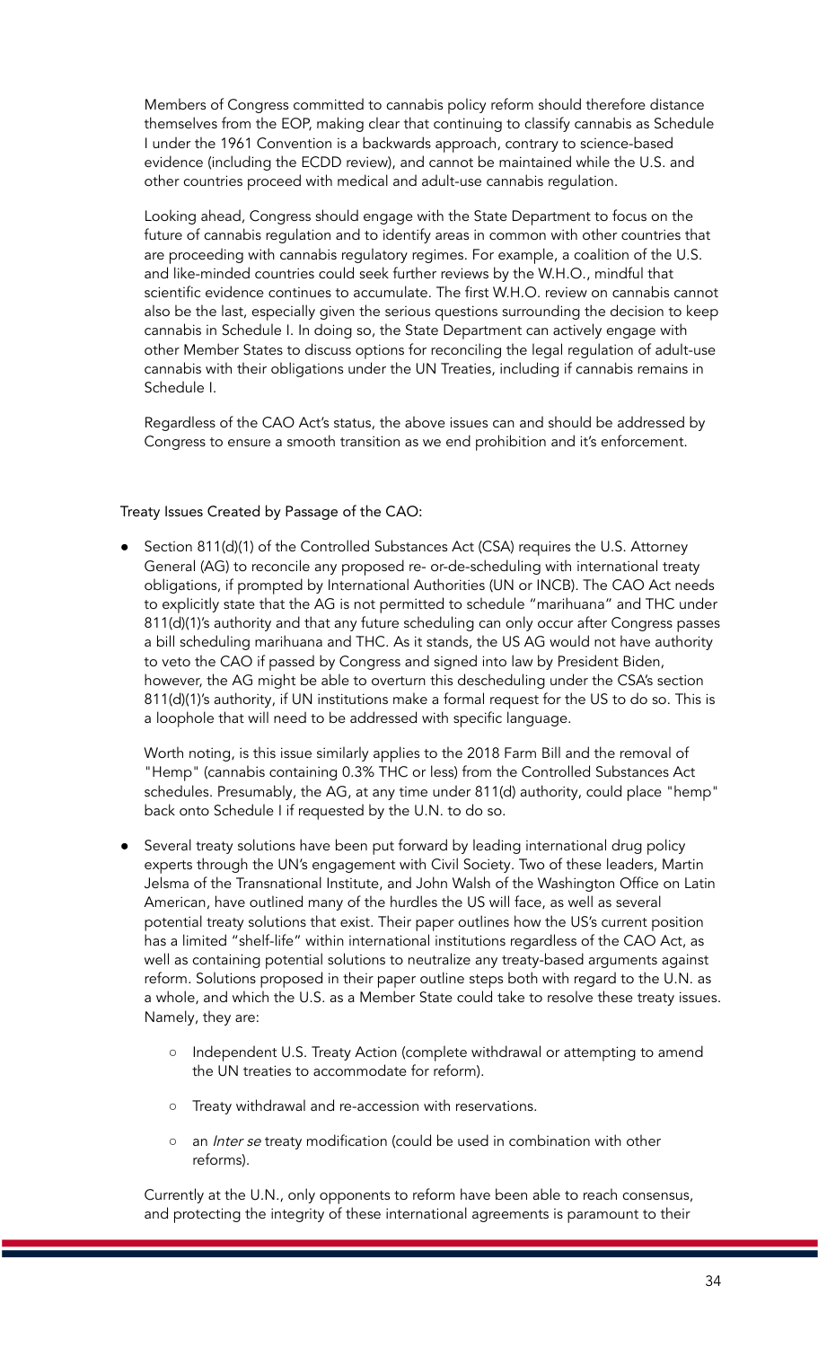Members of Congress committed to cannabis policy reform should therefore distance themselves from the EOP, making clear that continuing to classify cannabis as Schedule I under the 1961 Convention is a backwards approach, contrary to science-based evidence (including the ECDD review), and cannot be maintained while the U.S. and other countries proceed with medical and adult-use cannabis regulation.

Looking ahead, Congress should engage with the State Department to focus on the future of cannabis regulation and to identify areas in common with other countries that are proceeding with cannabis regulatory regimes. For example, a coalition of the U.S. and like-minded countries could seek further reviews by the W.H.O., mindful that scientific evidence continues to accumulate. The first W.H.O. review on cannabis cannot also be the last, especially given the serious questions surrounding the decision to keep cannabis in Schedule I. In doing so, the State Department can actively engage with other Member States to discuss options for reconciling the legal regulation of adult-use cannabis with their obligations under the UN Treaties, including if cannabis remains in Schedule I.

Regardless of the CAO Act's status, the above issues can and should be addressed by Congress to ensure a smooth transition as we end prohibition and it's enforcement.

Treaty Issues Created by Passage of the CAO:

- Section 811(d)(1) of the Controlled Substances Act (CSA) requires the U.S. Attorney General (AG) to reconcile any proposed re- or-de-scheduling with international treaty obligations, if prompted by International Authorities (UN or INCB). The CAO Act needs to explicitly state that the AG is not permitted to schedule "marihuana" and THC under 811(d)(1)'s authority and that any future scheduling can only occur after Congress passes a bill scheduling marihuana and THC. As it stands, the US AG would not have authority to veto the CAO if passed by Congress and signed into law by President Biden, however, the AG might be able to overturn this descheduling under the CSA's section 811(d)(1)'s authority, if UN institutions make a formal request for the US to do so. This is a loophole that will need to be addressed with specific language.

  Worth noting, is this issue similarly applies to the 2018 Farm Bill and the removal of "Hemp" (cannabis containing 0.3% THC or less) from the Controlled Substances Act schedules. Presumably, the AG, at any time under 811(d) authority, could place "hemp" back onto Schedule I if requested by the U.N. to do so.

- Several treaty solutions have been put forward by leading international drug policy experts through the UN's engagement with Civil Society. Two of these leaders, Martin Jelsma of the Transnational Institute, and John Walsh of the Washington Office on Latin American, have outlined many of the hurdles the US will face, as well as several potential treaty solutions that exist. Their paper outlines how the US's current position has a limited "shelf-life" within international institutions regardless of the CAO Act, as well as containing potential solutions to neutralize any treaty-based arguments against reform. Solutions proposed in their paper outline steps both with regard to the U.N. as a whole, and which the U.S. as a Member State could take to resolve these treaty issues. Namely, they are:

  - Independent U.S. Treaty Action (complete withdrawal or attempting to amend the UN treaties to accommodate for reform).
  - Treaty withdrawal and re-accession with reservations.
  - an *Inter se* treaty modification (could be used in combination with other reforms).

  Currently at the U.N., only opponents to reform have been able to reach consensus, and protecting the integrity of these international agreements is paramount to their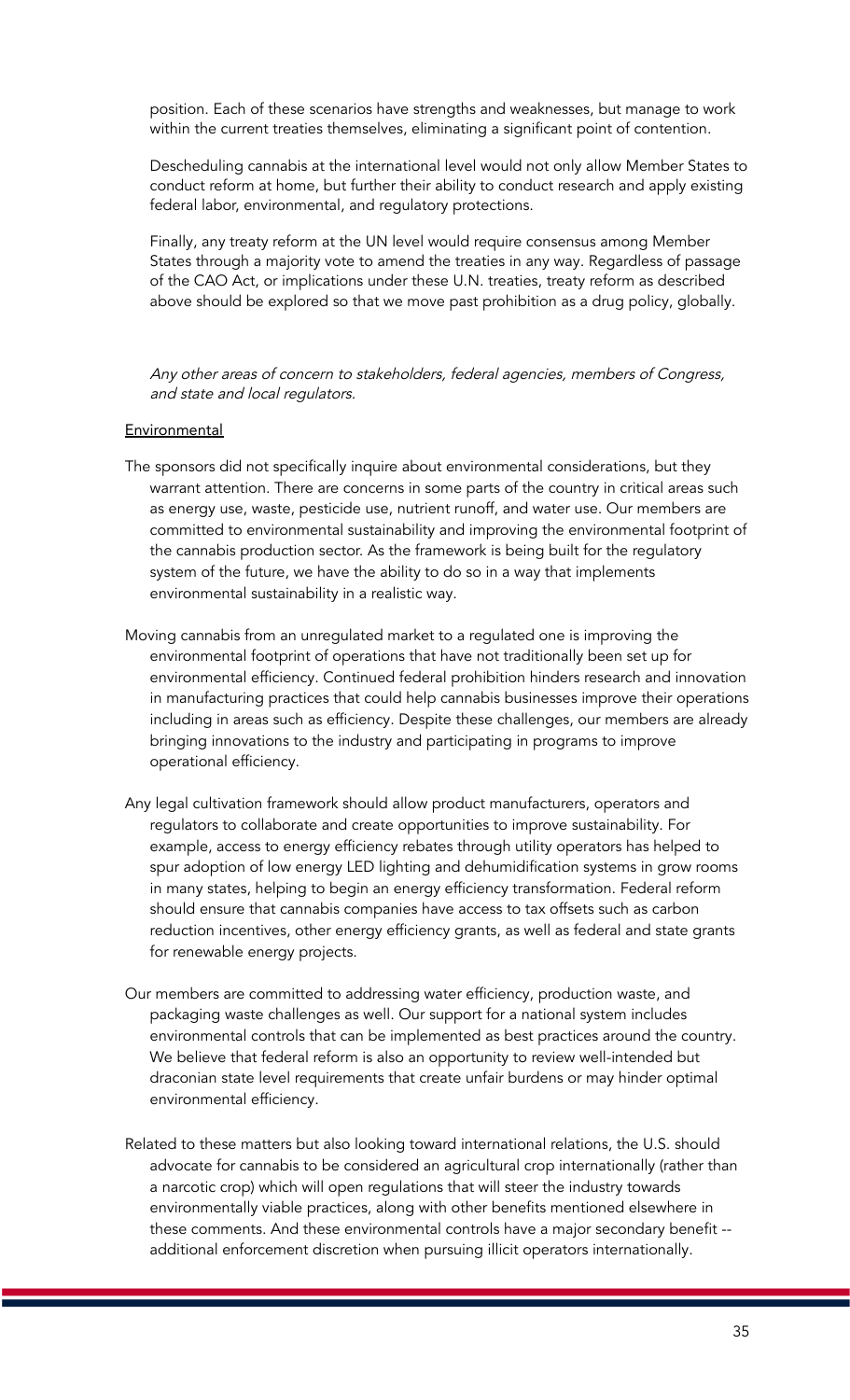position. Each of these scenarios have strengths and weaknesses, but manage to work within the current treaties themselves, eliminating a significant point of contention.

Descheduling cannabis at the international level would not only allow Member States to conduct reform at home, but further their ability to conduct research and apply existing federal labor, environmental, and regulatory protections.

Finally, any treaty reform at the UN level would require consensus among Member States through a majority vote to amend the treaties in any way. Regardless of passage of the CAO Act, or implications under these U.N. treaties, treaty reform as described above should be explored so that we move past prohibition as a drug policy, globally.

*Any other areas of concern to stakeholders, federal agencies, members of Congress, and state and local regulators.*

<u>Environmental</u>

The sponsors did not specifically inquire about environmental considerations, but they warrant attention. There are concerns in some parts of the country in critical areas such as energy use, waste, pesticide use, nutrient runoff, and water use. Our members are committed to environmental sustainability and improving the environmental footprint of the cannabis production sector. As the framework is being built for the regulatory system of the future, we have the ability to do so in a way that implements environmental sustainability in a realistic way.

Moving cannabis from an unregulated market to a regulated one is improving the environmental footprint of operations that have not traditionally been set up for environmental efficiency. Continued federal prohibition hinders research and innovation in manufacturing practices that could help cannabis businesses improve their operations including in areas such as efficiency. Despite these challenges, our members are already bringing innovations to the industry and participating in programs to improve operational efficiency.

Any legal cultivation framework should allow product manufacturers, operators and regulators to collaborate and create opportunities to improve sustainability. For example, access to energy efficiency rebates through utility operators has helped to spur adoption of low energy LED lighting and dehumidification systems in grow rooms in many states, helping to begin an energy efficiency transformation. Federal reform should ensure that cannabis companies have access to tax offsets such as carbon reduction incentives, other energy efficiency grants, as well as federal and state grants for renewable energy projects.

Our members are committed to addressing water efficiency, production waste, and packaging waste challenges as well. Our support for a national system includes environmental controls that can be implemented as best practices around the country. We believe that federal reform is also an opportunity to review well-intended but draconian state level requirements that create unfair burdens or may hinder optimal environmental efficiency.

Related to these matters but also looking toward international relations, the U.S. should advocate for cannabis to be considered an agricultural crop internationally (rather than a narcotic crop) which will open regulations that will steer the industry towards environmentally viable practices, along with other benefits mentioned elsewhere in these comments. And these environmental controls have a major secondary benefit -- additional enforcement discretion when pursuing illicit operators internationally.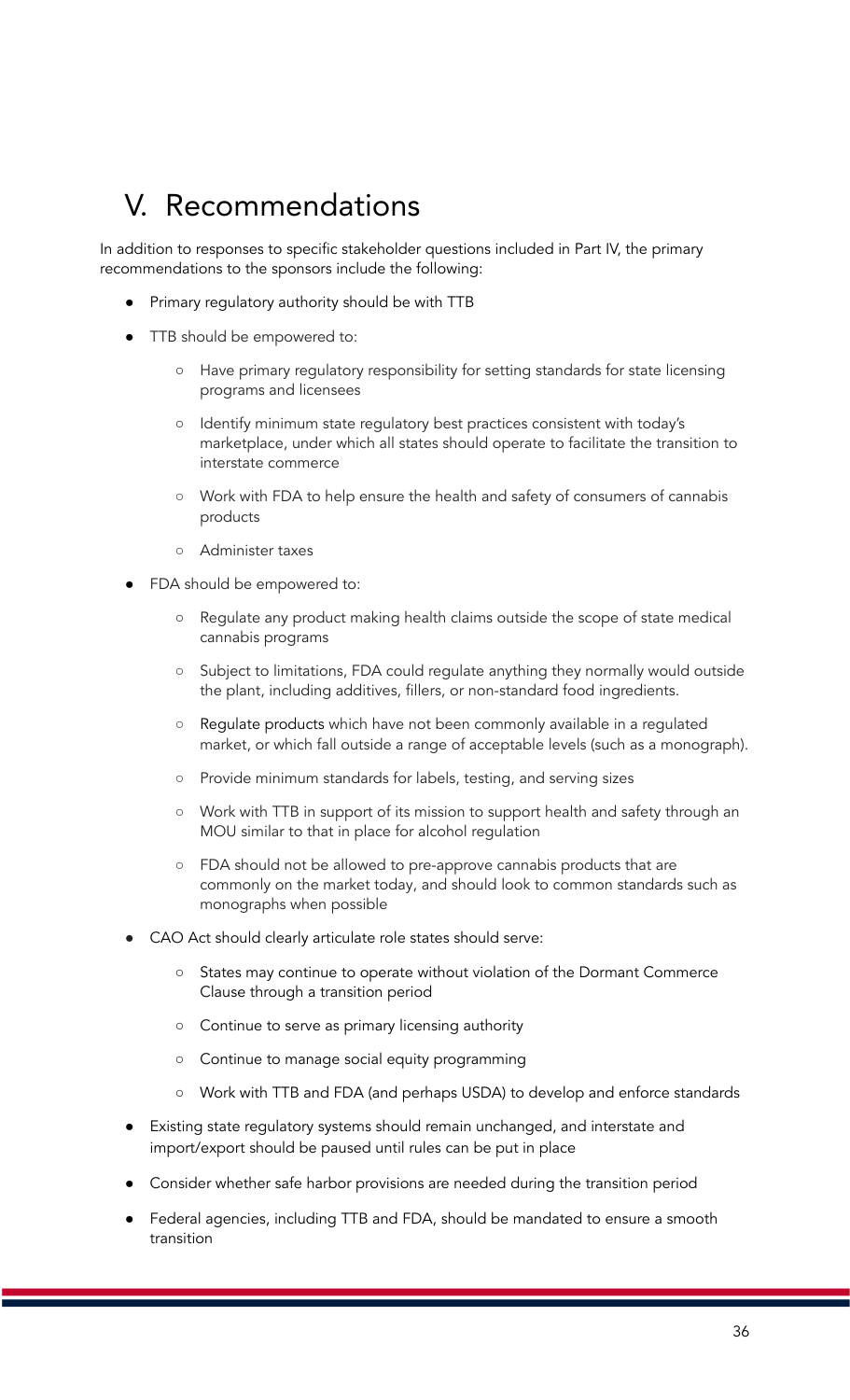# V. Recommendations

In addition to responses to specific stakeholder questions included in Part IV, the primary recommendations to the sponsors include the following:

- Primary regulatory authority should be with TTB
- TTB should be empowered to:
  - Have primary regulatory responsibility for setting standards for state licensing programs and licensees
  - Identify minimum state regulatory best practices consistent with today's marketplace, under which all states should operate to facilitate the transition to interstate commerce
  - Work with FDA to help ensure the health and safety of consumers of cannabis products
  - Administer taxes
- FDA should be empowered to:
  - Regulate any product making health claims outside the scope of state medical cannabis programs
  - Subject to limitations, FDA could regulate anything they normally would outside the plant, including additives, fillers, or non-standard food ingredients.
  - Regulate products which have not been commonly available in a regulated market, or which fall outside a range of acceptable levels (such as a monograph).
  - Provide minimum standards for labels, testing, and serving sizes
  - Work with TTB in support of its mission to support health and safety through an MOU similar to that in place for alcohol regulation
  - FDA should not be allowed to pre-approve cannabis products that are commonly on the market today, and should look to common standards such as monographs when possible
- CAO Act should clearly articulate role states should serve:
  - States may continue to operate without violation of the Dormant Commerce Clause through a transition period
  - Continue to serve as primary licensing authority
  - Continue to manage social equity programming
  - Work with TTB and FDA (and perhaps USDA) to develop and enforce standards
- Existing state regulatory systems should remain unchanged, and interstate and import/export should be paused until rules can be put in place
- Consider whether safe harbor provisions are needed during the transition period
- Federal agencies, including TTB and FDA, should be mandated to ensure a smooth transition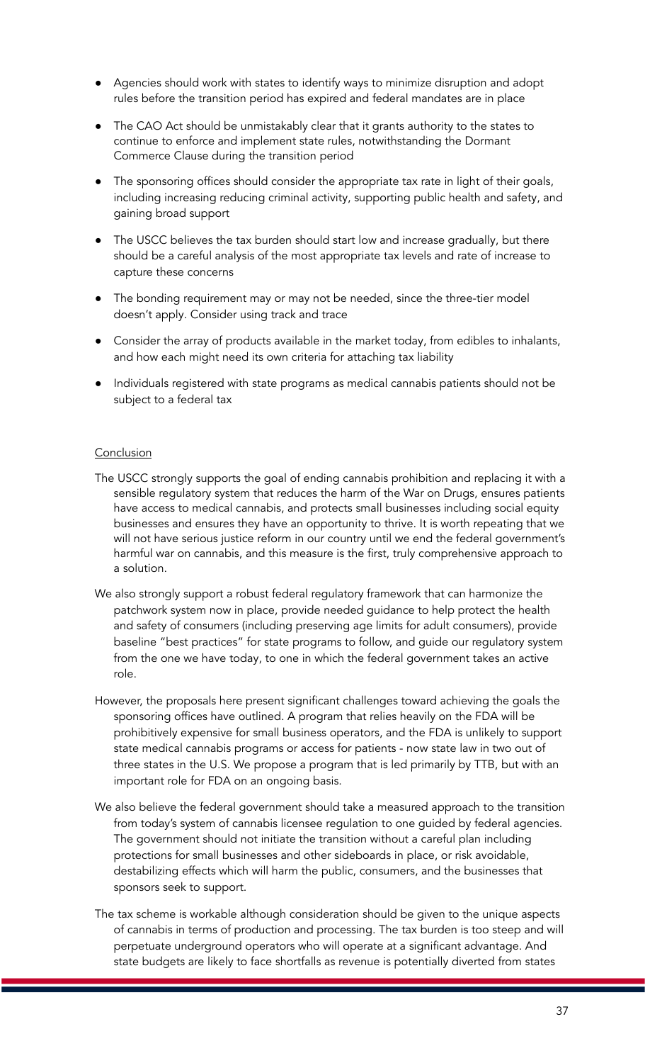- Agencies should work with states to identify ways to minimize disruption and adopt rules before the transition period has expired and federal mandates are in place
- The CAO Act should be unmistakably clear that it grants authority to the states to continue to enforce and implement state rules, notwithstanding the Dormant Commerce Clause during the transition period
- The sponsoring offices should consider the appropriate tax rate in light of their goals, including increasing reducing criminal activity, supporting public health and safety, and gaining broad support
- The USCC believes the tax burden should start low and increase gradually, but there should be a careful analysis of the most appropriate tax levels and rate of increase to capture these concerns
- The bonding requirement may or may not be needed, since the three-tier model doesn't apply. Consider using track and trace
- Consider the array of products available in the market today, from edibles to inhalants, and how each might need its own criteria for attaching tax liability
- Individuals registered with state programs as medical cannabis patients should not be subject to a federal tax

Conclusion

The USCC strongly supports the goal of ending cannabis prohibition and replacing it with a sensible regulatory system that reduces the harm of the War on Drugs, ensures patients have access to medical cannabis, and protects small businesses including social equity businesses and ensures they have an opportunity to thrive. It is worth repeating that we will not have serious justice reform in our country until we end the federal government's harmful war on cannabis, and this measure is the first, truly comprehensive approach to a solution.

We also strongly support a robust federal regulatory framework that can harmonize the patchwork system now in place, provide needed guidance to help protect the health and safety of consumers (including preserving age limits for adult consumers), provide baseline "best practices" for state programs to follow, and guide our regulatory system from the one we have today, to one in which the federal government takes an active role.

However, the proposals here present significant challenges toward achieving the goals the sponsoring offices have outlined. A program that relies heavily on the FDA will be prohibitively expensive for small business operators, and the FDA is unlikely to support state medical cannabis programs or access for patients - now state law in two out of three states in the U.S. We propose a program that is led primarily by TTB, but with an important role for FDA on an ongoing basis.

We also believe the federal government should take a measured approach to the transition from today's system of cannabis licensee regulation to one guided by federal agencies. The government should not initiate the transition without a careful plan including protections for small businesses and other sideboards in place, or risk avoidable, destabilizing effects which will harm the public, consumers, and the businesses that sponsors seek to support.

The tax scheme is workable although consideration should be given to the unique aspects of cannabis in terms of production and processing. The tax burden is too steep and will perpetuate underground operators who will operate at a significant advantage. And state budgets are likely to face shortfalls as revenue is potentially diverted from states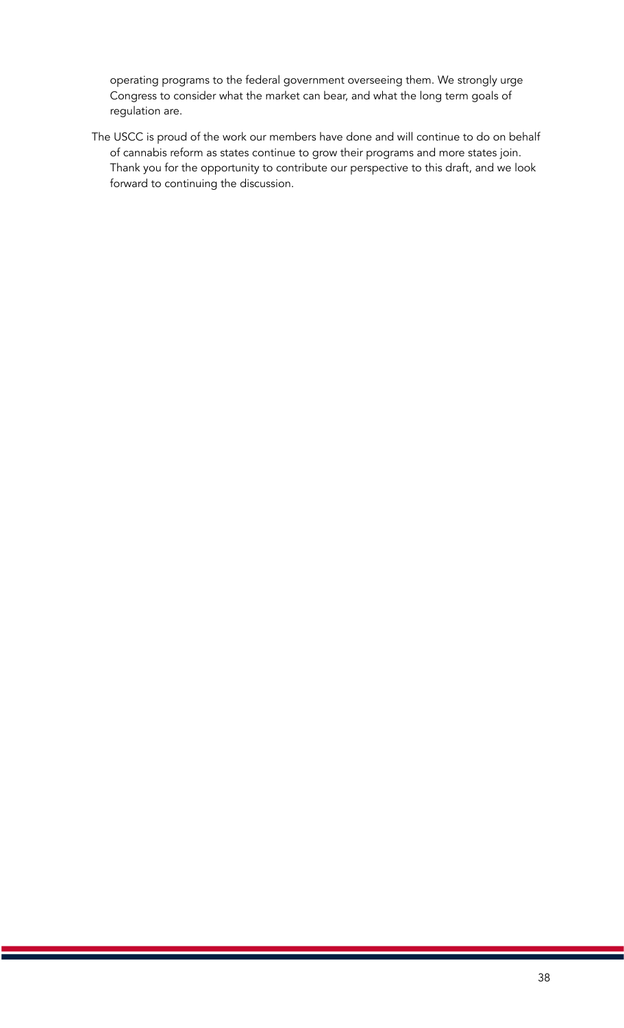operating programs to the federal government overseeing them. We strongly urge Congress to consider what the market can bear, and what the long term goals of regulation are.

The USCC is proud of the work our members have done and will continue to do on behalf of cannabis reform as states continue to grow their programs and more states join. Thank you for the opportunity to contribute our perspective to this draft, and we look forward to continuing the discussion.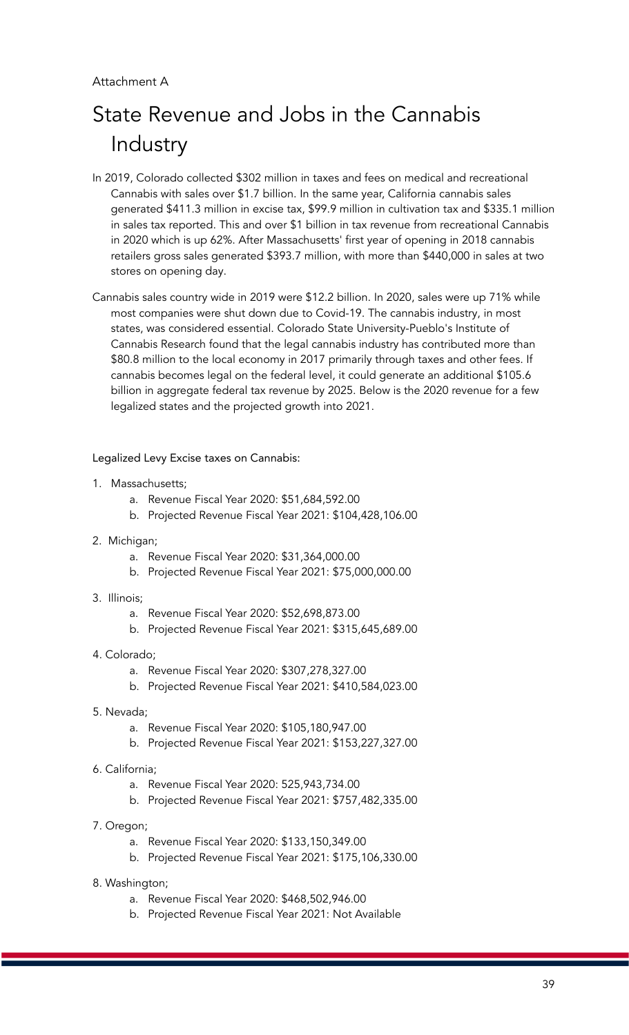Attachment A

# State Revenue and Jobs in the Cannabis Industry

In 2019, Colorado collected $302 million in taxes and fees on medical and recreational Cannabis with sales over $1.7 billion. In the same year, California cannabis sales generated $411.3 million in excise tax, $99.9 million in cultivation tax and $335.1 million in sales tax reported. This and over $1 billion in tax revenue from recreational Cannabis in 2020 which is up 62%. After Massachusetts' first year of opening in 2018 cannabis retailers gross sales generated $393.7 million, with more than $440,000 in sales at two stores on opening day.

Cannabis sales country wide in 2019 were $12.2 billion. In 2020, sales were up 71% while most companies were shut down due to Covid-19. The cannabis industry, in most states, was considered essential. Colorado State University-Pueblo's Institute of Cannabis Research found that the legal cannabis industry has contributed more than $80.8 million to the local economy in 2017 primarily through taxes and other fees. If cannabis becomes legal on the federal level, it could generate an additional $105.6 billion in aggregate federal tax revenue by 2025. Below is the 2020 revenue for a few legalized states and the projected growth into 2021.

Legalized Levy Excise taxes on Cannabis:

1. Massachusetts;
    a. Revenue Fiscal Year 2020: $51,684,592.00
    b. Projected Revenue Fiscal Year 2021: $104,428,106.00
2. Michigan;
    a. Revenue Fiscal Year 2020: $31,364,000.00
    b. Projected Revenue Fiscal Year 2021: $75,000,000.00
3. Illinois;
    a. Revenue Fiscal Year 2020: $52,698,873.00
    b. Projected Revenue Fiscal Year 2021: $315,645,689.00
4. Colorado;
    a. Revenue Fiscal Year 2020: $307,278,327.00
    b. Projected Revenue Fiscal Year 2021: $410,584,023.00
5. Nevada;
    a. Revenue Fiscal Year 2020: $105,180,947.00
    b. Projected Revenue Fiscal Year 2021: $153,227,327.00
6. California;
    a. Revenue Fiscal Year 2020: 525,943,734.00
    b. Projected Revenue Fiscal Year 2021: $757,482,335.00
7. Oregon;
    a. Revenue Fiscal Year 2020: $133,150,349.00
    b. Projected Revenue Fiscal Year 2021: $175,106,330.00
8. Washington;
    a. Revenue Fiscal Year 2020: $468,502,946.00
    b. Projected Revenue Fiscal Year 2021: Not Available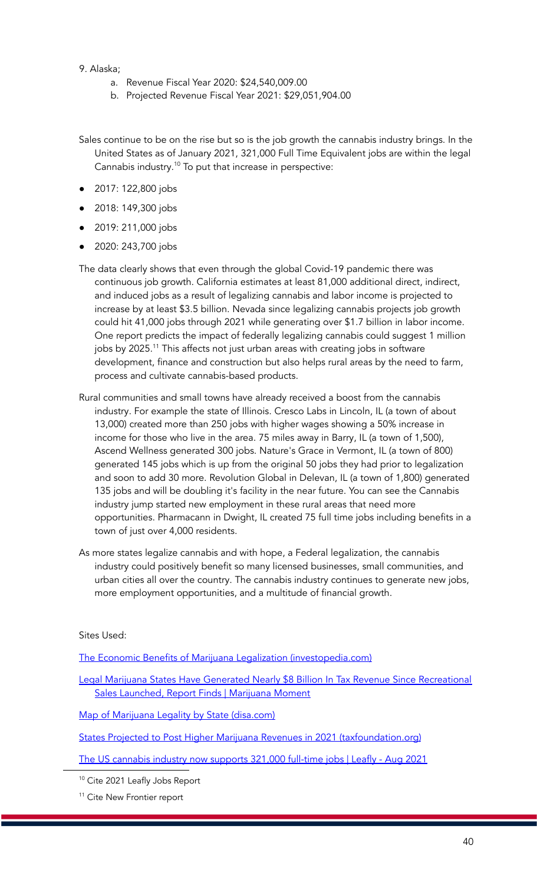9. Alaska;
    a. Revenue Fiscal Year 2020: $24,540,009.00
    b. Projected Revenue Fiscal Year 2021: $29,051,904.00

Sales continue to be on the rise but so is the job growth the cannabis industry brings. In the United States as of January 2021, 321,000 Full Time Equivalent jobs are within the legal Cannabis industry.[10] To put that increase in perspective:

- 2017: 122,800 jobs
- 2018: 149,300 jobs
- 2019: 211,000 jobs
- 2020: 243,700 jobs

The data clearly shows that even through the global Covid-19 pandemic there was continuous job growth. California estimates at least 81,000 additional direct, indirect, and induced jobs as a result of legalizing cannabis and labor income is projected to increase by at least $3.5 billion. Nevada since legalizing cannabis projects job growth could hit 41,000 jobs through 2021 while generating over $1.7 billion in labor income. One report predicts the impact of federally legalizing cannabis could suggest 1 million jobs by 2025.[11] This affects not just urban areas with creating jobs in software development, finance and construction but also helps rural areas by the need to farm, process and cultivate cannabis-based products.

Rural communities and small towns have already received a boost from the cannabis industry. For example the state of Illinois. Cresco Labs in Lincoln, IL (a town of about 13,000) created more than 250 jobs with higher wages showing a 50% increase in income for those who live in the area. 75 miles away in Barry, IL (a town of 1,500), Ascend Wellness generated 300 jobs. Nature's Grace in Vermont, IL (a town of 800) generated 145 jobs which is up from the original 50 jobs they had prior to legalization and soon to add 30 more. Revolution Global in Delevan, IL (a town of 1,800) generated 135 jobs and will be doubling it's facility in the near future. You can see the Cannabis industry jump started new employment in these rural areas that need more opportunities. Pharmacann in Dwight, IL created 75 full time jobs including benefits in a town of just over 4,000 residents.

As more states legalize cannabis and with hope, a Federal legalization, the cannabis industry could positively benefit so many licensed businesses, small communities, and urban cities all over the country. The cannabis industry continues to generate new jobs, more employment opportunities, and a multitude of financial growth.

Sites Used:

The Economic Benefits of Marijuana Legalization (investopedia.com)

Legal Marijuana States Have Generated Nearly $8 Billion In Tax Revenue Since Recreational Sales Launched, Report Finds | Marijuana Moment

Map of Marijuana Legality by State (disa.com)

States Projected to Post Higher Marijuana Revenues in 2021 (taxfoundation.org)

The US cannabis industry now supports 321,000 full-time jobs | Leafly - Aug 2021

---

[10] Cite 2021 Leafly Jobs Report

[11] Cite New Frontier report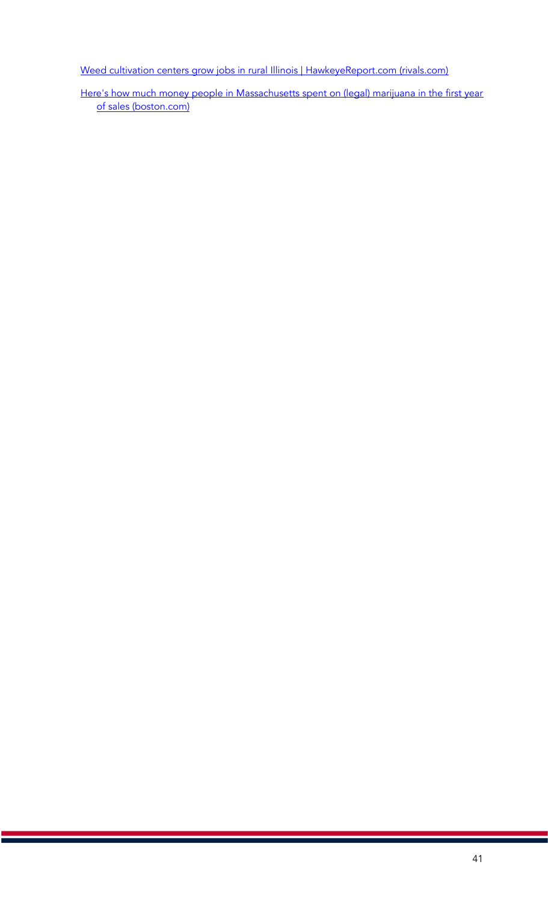Weed cultivation centers grow jobs in rural Illinois | HawkeyeReport.com (rivals.com)

Here's how much money people in Massachusetts spent on (legal) marijuana in the first year of sales (boston.com)